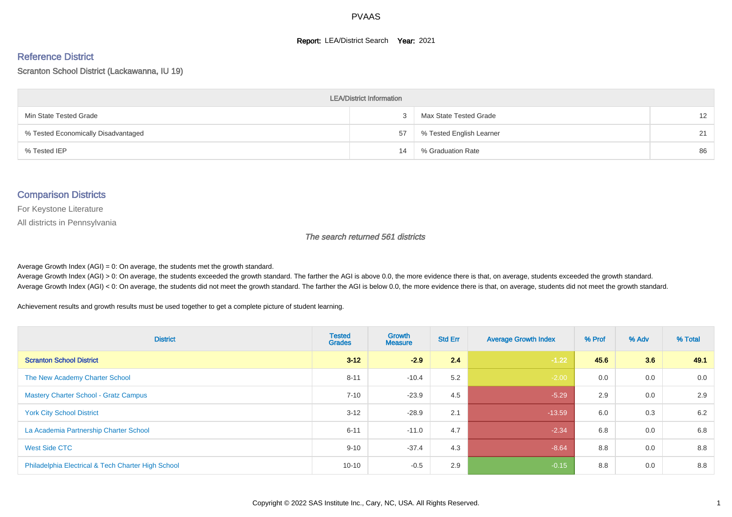# PVAAS

**Report:** LEA/District Search **Year:** 2021

## Reference District

Scranton School District (Lackawanna, IU 19)

| LEA/District Information | | | |
|---|---|---|---|
| Min State Tested Grade | 3 | Max State Tested Grade | 12 |
| % Tested Economically Disadvantaged | 57 | % Tested English Learner | 21 |
| % Tested IEP | 14 | % Graduation Rate | 86 |

## Comparison Districts

For Keystone Literature

All districts in Pennsylvania

*The search returned 561 districts*

Average Growth Index (AGI) = 0: On average, the students met the growth standard.
Average Growth Index (AGI) > 0: On average, the students exceeded the growth standard. The farther the AGI is above 0.0, the more evidence there is that, on average, students exceeded the growth standard.
Average Growth Index (AGI) < 0: On average, the students did not meet the growth standard. The farther the AGI is below 0.0, the more evidence there is that, on average, students did not meet the growth standard.

Achievement results and growth results must be used together to get a complete picture of student learning.

| District | Tested Grades | Growth Measure | Std Err | Average Growth Index | % Prof | % Adv | % Total |
|---|---|---|---|---|---|---|---|
| **Scranton School District** | **3-12** | **-2.9** | **2.4** | **-1.22** | **45.6** | **3.6** | **49.1** |
| The New Academy Charter School | 8-11 | -10.4 | 5.2 | -2.00 | 0.0 | 0.0 | 0.0 |
| Mastery Charter School - Gratz Campus | 7-10 | -23.9 | 4.5 | -5.29 | 2.9 | 0.0 | 2.9 |
| York City School District | 3-12 | -28.9 | 2.1 | -13.59 | 6.0 | 0.3 | 6.2 |
| La Academia Partnership Charter School | 6-11 | -11.0 | 4.7 | -2.34 | 6.8 | 0.0 | 6.8 |
| West Side CTC | 9-10 | -37.4 | 4.3 | -8.64 | 8.8 | 0.0 | 8.8 |
| Philadelphia Electrical & Tech Charter High School | 10-10 | -0.5 | 2.9 | -0.15 | 8.8 | 0.0 | 8.8 |

Copyright © 2022 SAS Institute Inc., Cary, NC, USA. All Rights Reserved.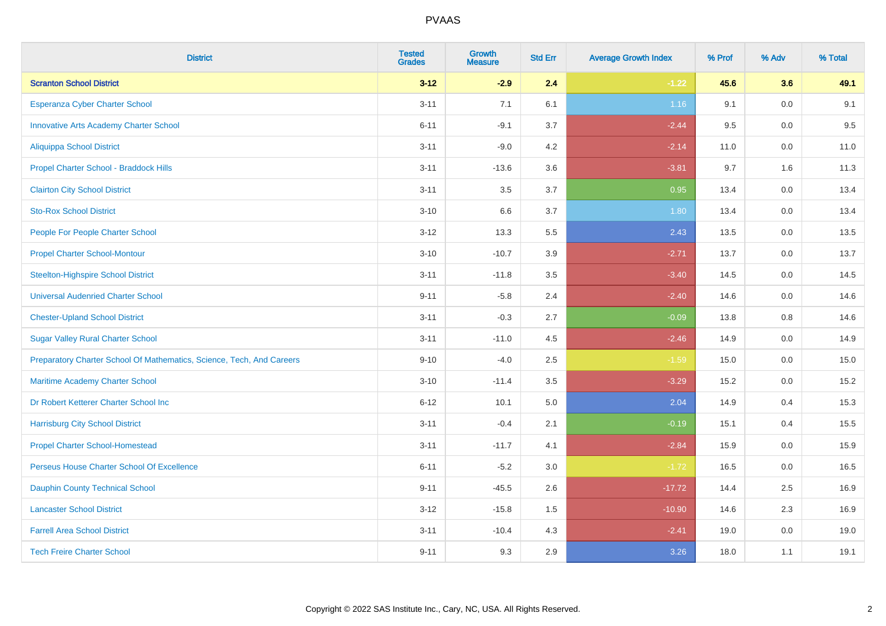| District | Tested Grades | Growth Measure | Std Err | Average Growth Index | % Prof | % Adv | % Total |
|---|---|---|---|---|---|---|---|
| **Scranton School District** | **3-12** | **-2.9** | **2.4** | **-1.22** | **45.6** | **3.6** | **49.1** |
| Esperanza Cyber Charter School | 3-11 | 7.1 | 6.1 | 1.16 | 9.1 | 0.0 | 9.1 |
| Innovative Arts Academy Charter School | 6-11 | -9.1 | 3.7 | -2.44 | 9.5 | 0.0 | 9.5 |
| Aliquippa School District | 3-11 | -9.0 | 4.2 | -2.14 | 11.0 | 0.0 | 11.0 |
| Propel Charter School - Braddock Hills | 3-11 | -13.6 | 3.6 | -3.81 | 9.7 | 1.6 | 11.3 |
| Clairton City School District | 3-11 | 3.5 | 3.7 | 0.95 | 13.4 | 0.0 | 13.4 |
| Sto-Rox School District | 3-10 | 6.6 | 3.7 | 1.80 | 13.4 | 0.0 | 13.4 |
| People For People Charter School | 3-12 | 13.3 | 5.5 | 2.43 | 13.5 | 0.0 | 13.5 |
| Propel Charter School-Montour | 3-10 | -10.7 | 3.9 | -2.71 | 13.7 | 0.0 | 13.7 |
| Steelton-Highspire School District | 3-11 | -11.8 | 3.5 | -3.40 | 14.5 | 0.0 | 14.5 |
| Universal Audenried Charter School | 9-11 | -5.8 | 2.4 | -2.40 | 14.6 | 0.0 | 14.6 |
| Chester-Upland School District | 3-11 | -0.3 | 2.7 | -0.09 | 13.8 | 0.8 | 14.6 |
| Sugar Valley Rural Charter School | 3-11 | -11.0 | 4.5 | -2.46 | 14.9 | 0.0 | 14.9 |
| Preparatory Charter School Of Mathematics, Science, Tech, And Careers | 9-10 | -4.0 | 2.5 | -1.59 | 15.0 | 0.0 | 15.0 |
| Maritime Academy Charter School | 3-10 | -11.4 | 3.5 | -3.29 | 15.2 | 0.0 | 15.2 |
| Dr Robert Ketterer Charter School Inc | 6-12 | 10.1 | 5.0 | 2.04 | 14.9 | 0.4 | 15.3 |
| Harrisburg City School District | 3-11 | -0.4 | 2.1 | -0.19 | 15.1 | 0.4 | 15.5 |
| Propel Charter School-Homestead | 3-11 | -11.7 | 4.1 | -2.84 | 15.9 | 0.0 | 15.9 |
| Perseus House Charter School Of Excellence | 6-11 | -5.2 | 3.0 | -1.72 | 16.5 | 0.0 | 16.5 |
| Dauphin County Technical School | 9-11 | -45.5 | 2.6 | -17.72 | 14.4 | 2.5 | 16.9 |
| Lancaster School District | 3-12 | -15.8 | 1.5 | -10.90 | 14.6 | 2.3 | 16.9 |
| Farrell Area School District | 3-11 | -10.4 | 4.3 | -2.41 | 19.0 | 0.0 | 19.0 |
| Tech Freire Charter School | 9-11 | 9.3 | 2.9 | 3.26 | 18.0 | 1.1 | 19.1 |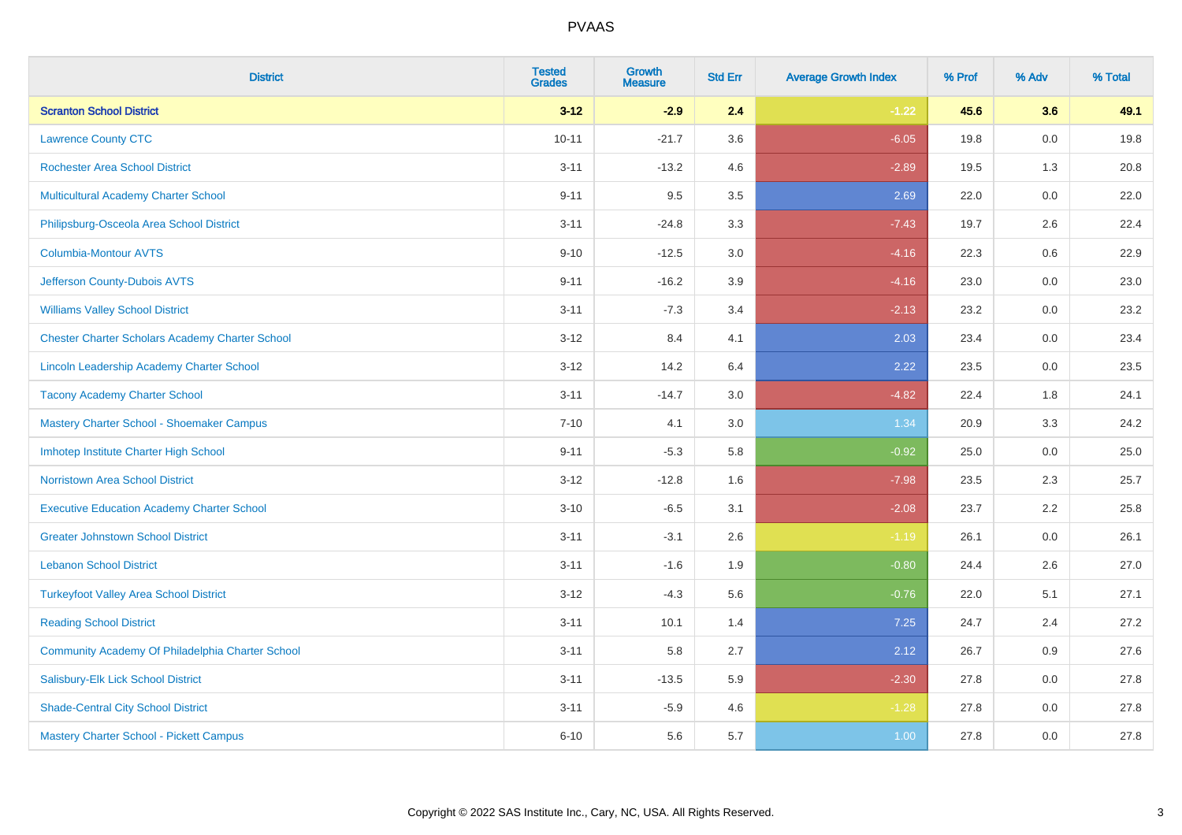| District | Tested Grades | Growth Measure | Std Err | Average Growth Index | % Prof | % Adv | % Total |
|---|---|---|---|---|---|---|---|
| **Scranton School District** | **3-12** | **-2.9** | **2.4** | **-1.22** | **45.6** | **3.6** | **49.1** |
| Lawrence County CTC | 10-11 | -21.7 | 3.6 | -6.05 | 19.8 | 0.0 | 19.8 |
| Rochester Area School District | 3-11 | -13.2 | 4.6 | -2.89 | 19.5 | 1.3 | 20.8 |
| Multicultural Academy Charter School | 9-11 | 9.5 | 3.5 | 2.69 | 22.0 | 0.0 | 22.0 |
| Philipsburg-Osceola Area School District | 3-11 | -24.8 | 3.3 | -7.43 | 19.7 | 2.6 | 22.4 |
| Columbia-Montour AVTS | 9-10 | -12.5 | 3.0 | -4.16 | 22.3 | 0.6 | 22.9 |
| Jefferson County-Dubois AVTS | 9-11 | -16.2 | 3.9 | -4.16 | 23.0 | 0.0 | 23.0 |
| Williams Valley School District | 3-11 | -7.3 | 3.4 | -2.13 | 23.2 | 0.0 | 23.2 |
| Chester Charter Scholars Academy Charter School | 3-12 | 8.4 | 4.1 | 2.03 | 23.4 | 0.0 | 23.4 |
| Lincoln Leadership Academy Charter School | 3-12 | 14.2 | 6.4 | 2.22 | 23.5 | 0.0 | 23.5 |
| Tacony Academy Charter School | 3-11 | -14.7 | 3.0 | -4.82 | 22.4 | 1.8 | 24.1 |
| Mastery Charter School - Shoemaker Campus | 7-10 | 4.1 | 3.0 | 1.34 | 20.9 | 3.3 | 24.2 |
| Imhotep Institute Charter High School | 9-11 | -5.3 | 5.8 | -0.92 | 25.0 | 0.0 | 25.0 |
| Norristown Area School District | 3-12 | -12.8 | 1.6 | -7.98 | 23.5 | 2.3 | 25.7 |
| Executive Education Academy Charter School | 3-10 | -6.5 | 3.1 | -2.08 | 23.7 | 2.2 | 25.8 |
| Greater Johnstown School District | 3-11 | -3.1 | 2.6 | -1.19 | 26.1 | 0.0 | 26.1 |
| Lebanon School District | 3-11 | -1.6 | 1.9 | -0.80 | 24.4 | 2.6 | 27.0 |
| Turkeyfoot Valley Area School District | 3-12 | -4.3 | 5.6 | -0.76 | 22.0 | 5.1 | 27.1 |
| Reading School District | 3-11 | 10.1 | 1.4 | 7.25 | 24.7 | 2.4 | 27.2 |
| Community Academy Of Philadelphia Charter School | 3-11 | 5.8 | 2.7 | 2.12 | 26.7 | 0.9 | 27.6 |
| Salisbury-Elk Lick School District | 3-11 | -13.5 | 5.9 | -2.30 | 27.8 | 0.0 | 27.8 |
| Shade-Central City School District | 3-11 | -5.9 | 4.6 | -1.28 | 27.8 | 0.0 | 27.8 |
| Mastery Charter School - Pickett Campus | 6-10 | 5.6 | 5.7 | 1.00 | 27.8 | 0.0 | 27.8 |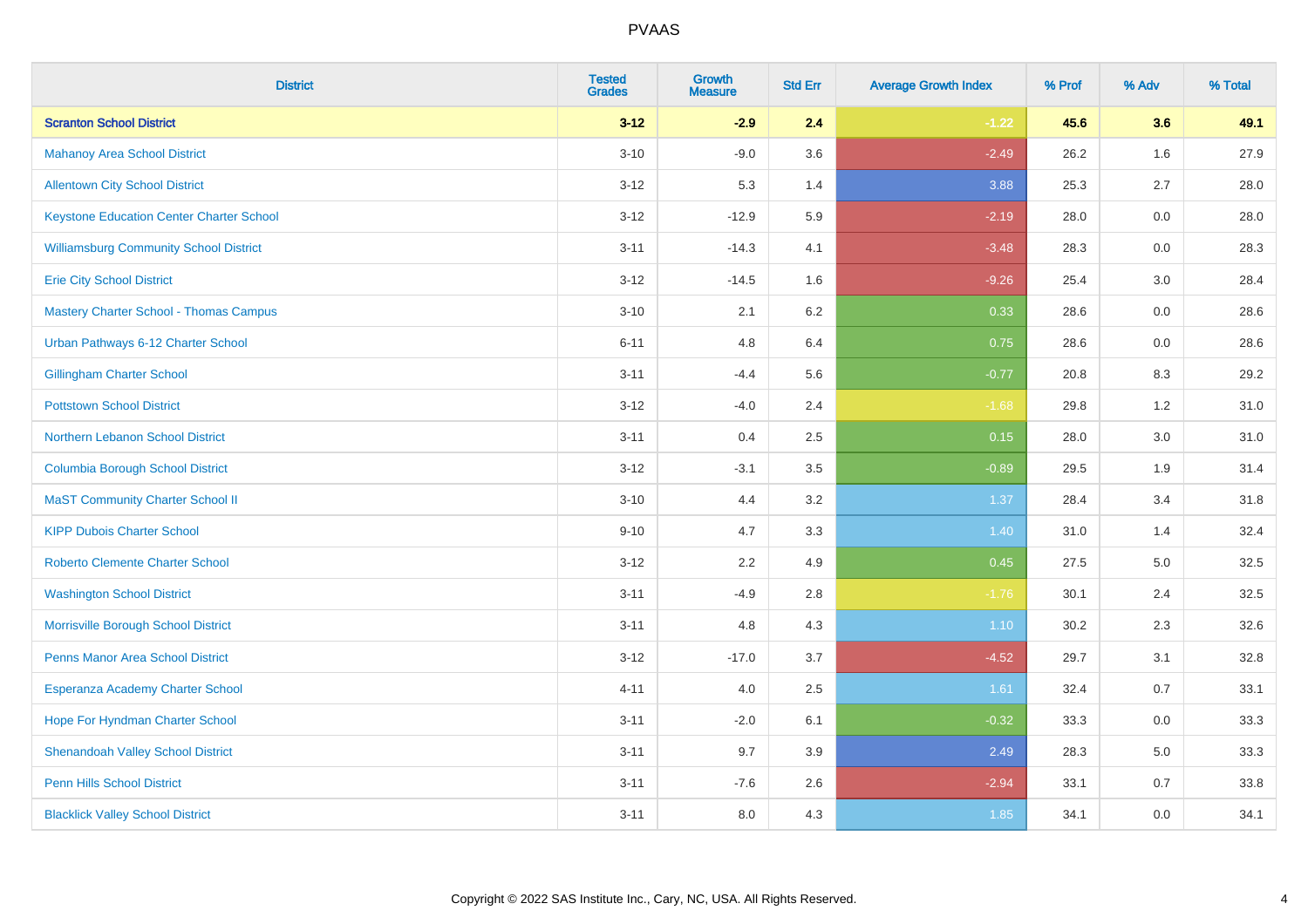| District | Tested Grades | Growth Measure | Std Err | Average Growth Index | % Prof | % Adv | % Total |
|---|---|---|---|---|---|---|---|
| **Scranton School District** | **3-12** | **-2.9** | **2.4** | **-1.22** | **45.6** | **3.6** | **49.1** |
| Mahanoy Area School District | 3-10 | -9.0 | 3.6 | -2.49 | 26.2 | 1.6 | 27.9 |
| Allentown City School District | 3-12 | 5.3 | 1.4 | 3.88 | 25.3 | 2.7 | 28.0 |
| Keystone Education Center Charter School | 3-12 | -12.9 | 5.9 | -2.19 | 28.0 | 0.0 | 28.0 |
| Williamsburg Community School District | 3-11 | -14.3 | 4.1 | -3.48 | 28.3 | 0.0 | 28.3 |
| Erie City School District | 3-12 | -14.5 | 1.6 | -9.26 | 25.4 | 3.0 | 28.4 |
| Mastery Charter School - Thomas Campus | 3-10 | 2.1 | 6.2 | 0.33 | 28.6 | 0.0 | 28.6 |
| Urban Pathways 6-12 Charter School | 6-11 | 4.8 | 6.4 | 0.75 | 28.6 | 0.0 | 28.6 |
| Gillingham Charter School | 3-11 | -4.4 | 5.6 | -0.77 | 20.8 | 8.3 | 29.2 |
| Pottstown School District | 3-12 | -4.0 | 2.4 | -1.68 | 29.8 | 1.2 | 31.0 |
| Northern Lebanon School District | 3-11 | 0.4 | 2.5 | 0.15 | 28.0 | 3.0 | 31.0 |
| Columbia Borough School District | 3-12 | -3.1 | 3.5 | -0.89 | 29.5 | 1.9 | 31.4 |
| MaST Community Charter School II | 3-10 | 4.4 | 3.2 | 1.37 | 28.4 | 3.4 | 31.8 |
| KIPP Dubois Charter School | 9-10 | 4.7 | 3.3 | 1.40 | 31.0 | 1.4 | 32.4 |
| Roberto Clemente Charter School | 3-12 | 2.2 | 4.9 | 0.45 | 27.5 | 5.0 | 32.5 |
| Washington School District | 3-11 | -4.9 | 2.8 | -1.76 | 30.1 | 2.4 | 32.5 |
| Morrisville Borough School District | 3-11 | 4.8 | 4.3 | 1.10 | 30.2 | 2.3 | 32.6 |
| Penns Manor Area School District | 3-12 | -17.0 | 3.7 | -4.52 | 29.7 | 3.1 | 32.8 |
| Esperanza Academy Charter School | 4-11 | 4.0 | 2.5 | 1.61 | 32.4 | 0.7 | 33.1 |
| Hope For Hyndman Charter School | 3-11 | -2.0 | 6.1 | -0.32 | 33.3 | 0.0 | 33.3 |
| Shenandoah Valley School District | 3-11 | 9.7 | 3.9 | 2.49 | 28.3 | 5.0 | 33.3 |
| Penn Hills School District | 3-11 | -7.6 | 2.6 | -2.94 | 33.1 | 0.7 | 33.8 |
| Blacklick Valley School District | 3-11 | 8.0 | 4.3 | 1.85 | 34.1 | 0.0 | 34.1 |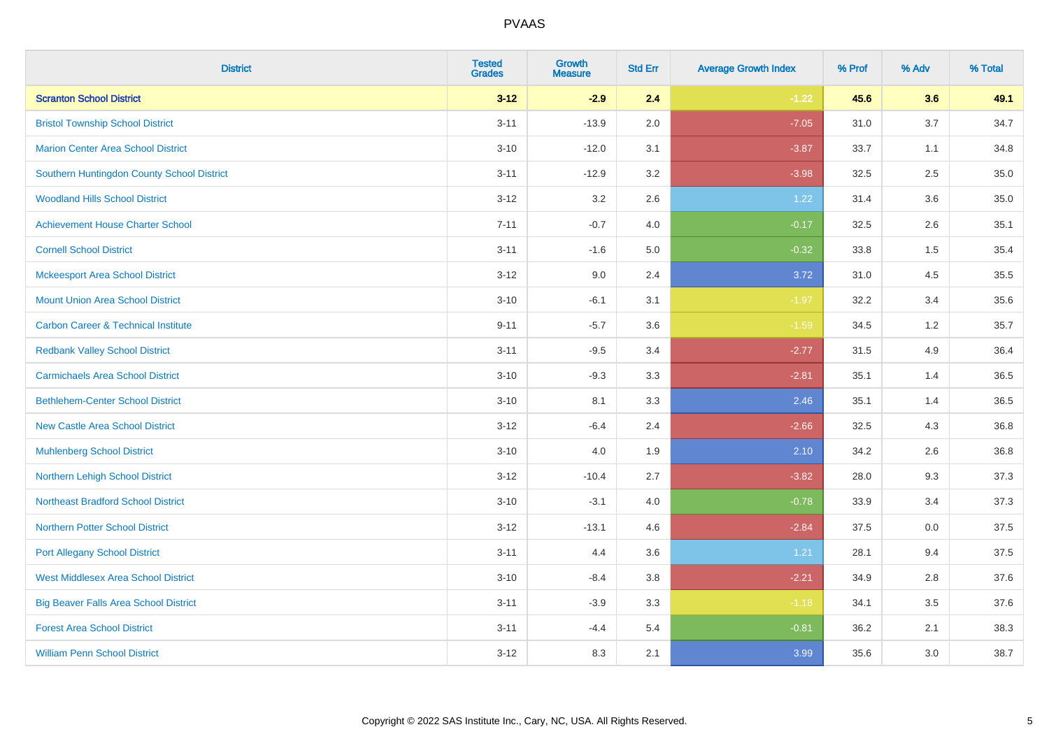# PVAAS

| District | Tested Grades | Growth Measure | Std Err | Average Growth Index | % Prof | % Adv | % Total |
|---|---|---|---|---|---|---|---|
| **Scranton School District** | **3-12** | **-2.9** | **2.4** | **-1.22** | **45.6** | **3.6** | **49.1** |
| Bristol Township School District | 3-11 | -13.9 | 2.0 | -7.05 | 31.0 | 3.7 | 34.7 |
| Marion Center Area School District | 3-10 | -12.0 | 3.1 | -3.87 | 33.7 | 1.1 | 34.8 |
| Southern Huntingdon County School District | 3-11 | -12.9 | 3.2 | -3.98 | 32.5 | 2.5 | 35.0 |
| Woodland Hills School District | 3-12 | 3.2 | 2.6 | 1.22 | 31.4 | 3.6 | 35.0 |
| Achievement House Charter School | 7-11 | -0.7 | 4.0 | -0.17 | 32.5 | 2.6 | 35.1 |
| Cornell School District | 3-11 | -1.6 | 5.0 | -0.32 | 33.8 | 1.5 | 35.4 |
| Mckeesport Area School District | 3-12 | 9.0 | 2.4 | 3.72 | 31.0 | 4.5 | 35.5 |
| Mount Union Area School District | 3-10 | -6.1 | 3.1 | -1.97 | 32.2 | 3.4 | 35.6 |
| Carbon Career & Technical Institute | 9-11 | -5.7 | 3.6 | -1.59 | 34.5 | 1.2 | 35.7 |
| Redbank Valley School District | 3-11 | -9.5 | 3.4 | -2.77 | 31.5 | 4.9 | 36.4 |
| Carmichaels Area School District | 3-10 | -9.3 | 3.3 | -2.81 | 35.1 | 1.4 | 36.5 |
| Bethlehem-Center School District | 3-10 | 8.1 | 3.3 | 2.46 | 35.1 | 1.4 | 36.5 |
| New Castle Area School District | 3-12 | -6.4 | 2.4 | -2.66 | 32.5 | 4.3 | 36.8 |
| Muhlenberg School District | 3-10 | 4.0 | 1.9 | 2.10 | 34.2 | 2.6 | 36.8 |
| Northern Lehigh School District | 3-12 | -10.4 | 2.7 | -3.82 | 28.0 | 9.3 | 37.3 |
| Northeast Bradford School District | 3-10 | -3.1 | 4.0 | -0.78 | 33.9 | 3.4 | 37.3 |
| Northern Potter School District | 3-12 | -13.1 | 4.6 | -2.84 | 37.5 | 0.0 | 37.5 |
| Port Allegany School District | 3-11 | 4.4 | 3.6 | 1.21 | 28.1 | 9.4 | 37.5 |
| West Middlesex Area School District | 3-10 | -8.4 | 3.8 | -2.21 | 34.9 | 2.8 | 37.6 |
| Big Beaver Falls Area School District | 3-11 | -3.9 | 3.3 | -1.18 | 34.1 | 3.5 | 37.6 |
| Forest Area School District | 3-11 | -4.4 | 5.4 | -0.81 | 36.2 | 2.1 | 38.3 |
| William Penn School District | 3-12 | 8.3 | 2.1 | 3.99 | 35.6 | 3.0 | 38.7 |

Copyright © 2022 SAS Institute Inc., Cary, NC, USA. All Rights Reserved.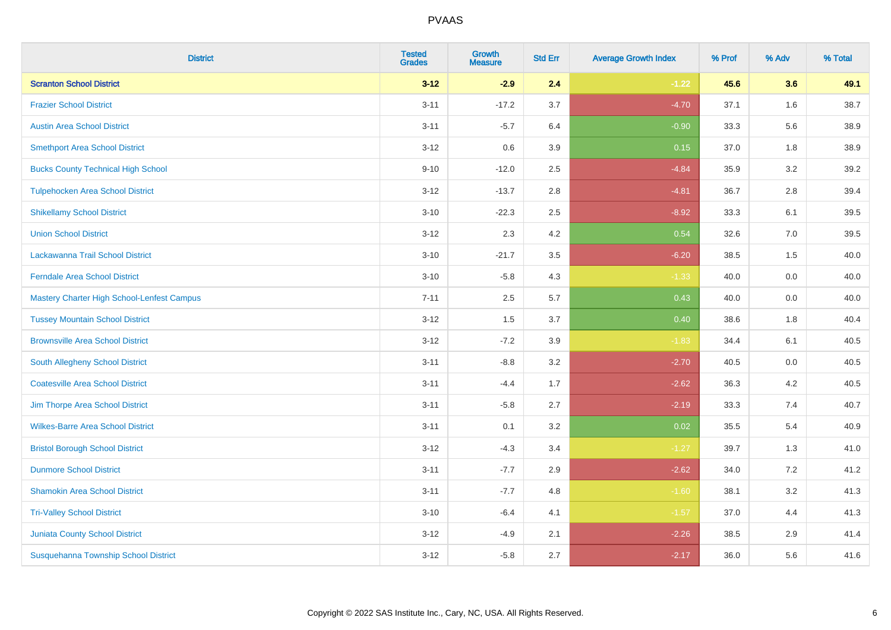# PVAAS

| District | Tested Grades | Growth Measure | Std Err | Average Growth Index | % Prof | % Adv | % Total |
|---|---|---|---|---|---|---|---|
| **Scranton School District** | **3-12** | **-2.9** | **2.4** | **-1.22** | **45.6** | **3.6** | **49.1** |
| Frazier School District | 3-11 | -17.2 | 3.7 | -4.70 | 37.1 | 1.6 | 38.7 |
| Austin Area School District | 3-11 | -5.7 | 6.4 | -0.90 | 33.3 | 5.6 | 38.9 |
| Smethport Area School District | 3-12 | 0.6 | 3.9 | 0.15 | 37.0 | 1.8 | 38.9 |
| Bucks County Technical High School | 9-10 | -12.0 | 2.5 | -4.84 | 35.9 | 3.2 | 39.2 |
| Tulpehocken Area School District | 3-12 | -13.7 | 2.8 | -4.81 | 36.7 | 2.8 | 39.4 |
| Shikellamy School District | 3-10 | -22.3 | 2.5 | -8.92 | 33.3 | 6.1 | 39.5 |
| Union School District | 3-12 | 2.3 | 4.2 | 0.54 | 32.6 | 7.0 | 39.5 |
| Lackawanna Trail School District | 3-10 | -21.7 | 3.5 | -6.20 | 38.5 | 1.5 | 40.0 |
| Ferndale Area School District | 3-10 | -5.8 | 4.3 | -1.33 | 40.0 | 0.0 | 40.0 |
| Mastery Charter High School-Lenfest Campus | 7-11 | 2.5 | 5.7 | 0.43 | 40.0 | 0.0 | 40.0 |
| Tussey Mountain School District | 3-12 | 1.5 | 3.7 | 0.40 | 38.6 | 1.8 | 40.4 |
| Brownsville Area School District | 3-12 | -7.2 | 3.9 | -1.83 | 34.4 | 6.1 | 40.5 |
| South Allegheny School District | 3-11 | -8.8 | 3.2 | -2.70 | 40.5 | 0.0 | 40.5 |
| Coatesville Area School District | 3-11 | -4.4 | 1.7 | -2.62 | 36.3 | 4.2 | 40.5 |
| Jim Thorpe Area School District | 3-11 | -5.8 | 2.7 | -2.19 | 33.3 | 7.4 | 40.7 |
| Wilkes-Barre Area School District | 3-11 | 0.1 | 3.2 | 0.02 | 35.5 | 5.4 | 40.9 |
| Bristol Borough School District | 3-12 | -4.3 | 3.4 | -1.27 | 39.7 | 1.3 | 41.0 |
| Dunmore School District | 3-11 | -7.7 | 2.9 | -2.62 | 34.0 | 7.2 | 41.2 |
| Shamokin Area School District | 3-11 | -7.7 | 4.8 | -1.60 | 38.1 | 3.2 | 41.3 |
| Tri-Valley School District | 3-10 | -6.4 | 4.1 | -1.57 | 37.0 | 4.4 | 41.3 |
| Juniata County School District | 3-12 | -4.9 | 2.1 | -2.26 | 38.5 | 2.9 | 41.4 |
| Susquehanna Township School District | 3-12 | -5.8 | 2.7 | -2.17 | 36.0 | 5.6 | 41.6 |

Copyright © 2022 SAS Institute Inc., Cary, NC, USA. All Rights Reserved.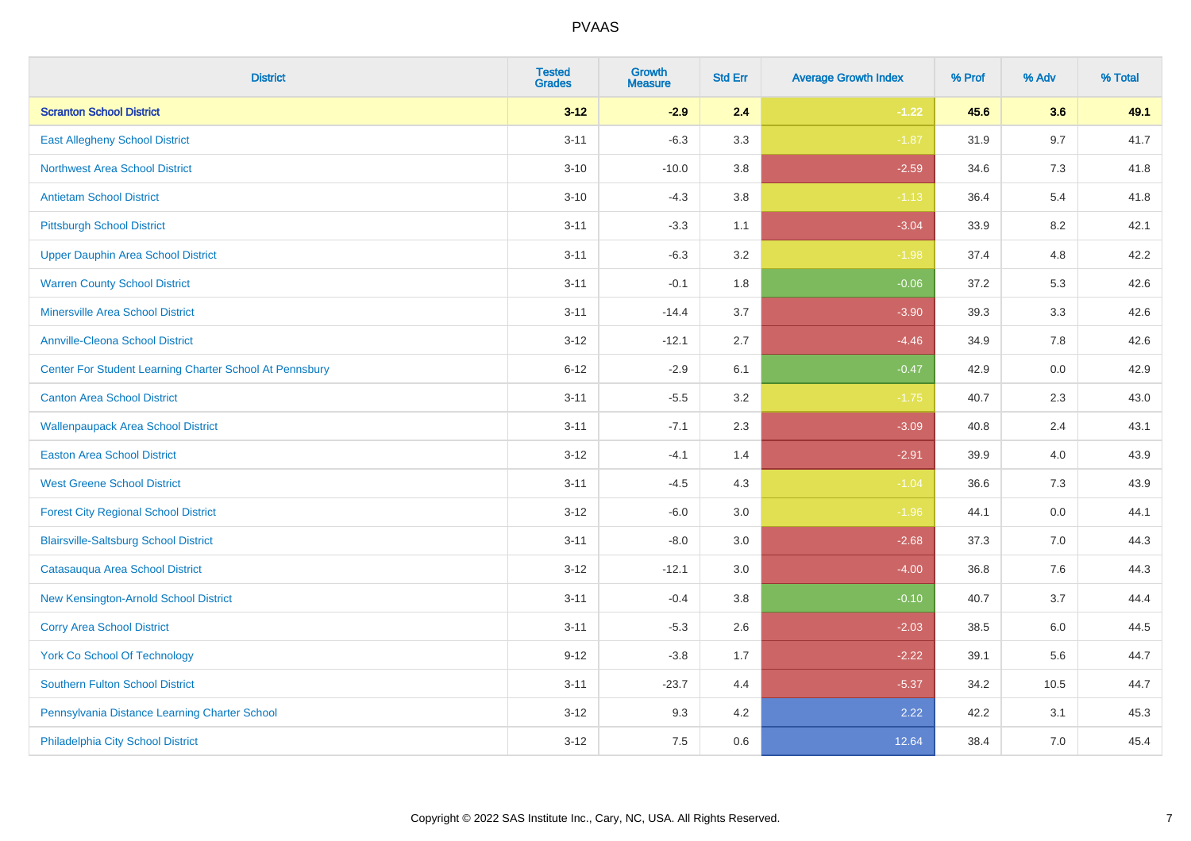# PVAAS

| District | Tested Grades | Growth Measure | Std Err | Average Growth Index | % Prof | % Adv | % Total |
|---|---|---|---|---|---|---|---|
| **Scranton School District** | **3-12** | **-2.9** | **2.4** | **-1.22** | **45.6** | **3.6** | **49.1** |
| East Allegheny School District | 3-11 | -6.3 | 3.3 | -1.87 | 31.9 | 9.7 | 41.7 |
| Northwest Area School District | 3-10 | -10.0 | 3.8 | -2.59 | 34.6 | 7.3 | 41.8 |
| Antietam School District | 3-10 | -4.3 | 3.8 | -1.13 | 36.4 | 5.4 | 41.8 |
| Pittsburgh School District | 3-11 | -3.3 | 1.1 | -3.04 | 33.9 | 8.2 | 42.1 |
| Upper Dauphin Area School District | 3-11 | -6.3 | 3.2 | -1.98 | 37.4 | 4.8 | 42.2 |
| Warren County School District | 3-11 | -0.1 | 1.8 | -0.06 | 37.2 | 5.3 | 42.6 |
| Minersville Area School District | 3-11 | -14.4 | 3.7 | -3.90 | 39.3 | 3.3 | 42.6 |
| Annville-Cleona School District | 3-12 | -12.1 | 2.7 | -4.46 | 34.9 | 7.8 | 42.6 |
| Center For Student Learning Charter School At Pennsbury | 6-12 | -2.9 | 6.1 | -0.47 | 42.9 | 0.0 | 42.9 |
| Canton Area School District | 3-11 | -5.5 | 3.2 | -1.75 | 40.7 | 2.3 | 43.0 |
| Wallenpaupack Area School District | 3-11 | -7.1 | 2.3 | -3.09 | 40.8 | 2.4 | 43.1 |
| Easton Area School District | 3-12 | -4.1 | 1.4 | -2.91 | 39.9 | 4.0 | 43.9 |
| West Greene School District | 3-11 | -4.5 | 4.3 | -1.04 | 36.6 | 7.3 | 43.9 |
| Forest City Regional School District | 3-12 | -6.0 | 3.0 | -1.96 | 44.1 | 0.0 | 44.1 |
| Blairsville-Saltsburg School District | 3-11 | -8.0 | 3.0 | -2.68 | 37.3 | 7.0 | 44.3 |
| Catasauqua Area School District | 3-12 | -12.1 | 3.0 | -4.00 | 36.8 | 7.6 | 44.3 |
| New Kensington-Arnold School District | 3-11 | -0.4 | 3.8 | -0.10 | 40.7 | 3.7 | 44.4 |
| Corry Area School District | 3-11 | -5.3 | 2.6 | -2.03 | 38.5 | 6.0 | 44.5 |
| York Co School Of Technology | 9-12 | -3.8 | 1.7 | -2.22 | 39.1 | 5.6 | 44.7 |
| Southern Fulton School District | 3-11 | -23.7 | 4.4 | -5.37 | 34.2 | 10.5 | 44.7 |
| Pennsylvania Distance Learning Charter School | 3-12 | 9.3 | 4.2 | 2.22 | 42.2 | 3.1 | 45.3 |
| Philadelphia City School District | 3-12 | 7.5 | 0.6 | 12.64 | 38.4 | 7.0 | 45.4 |

Copyright © 2022 SAS Institute Inc., Cary, NC, USA. All Rights Reserved.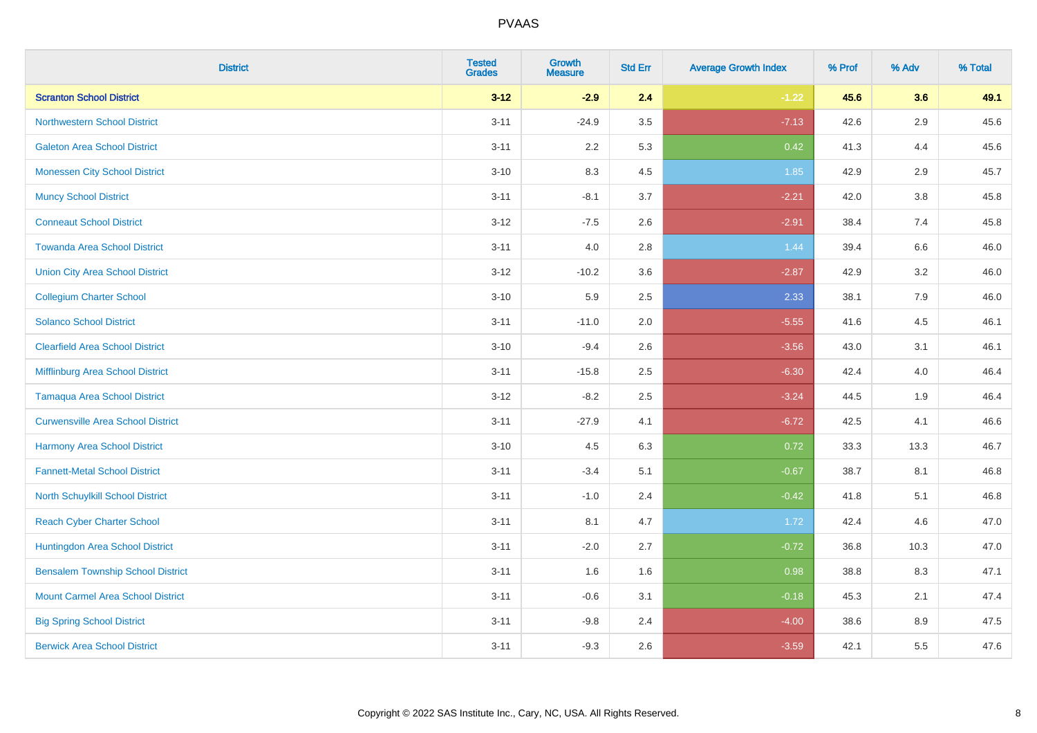| District | Tested Grades | Growth Measure | Std Err | Average Growth Index | % Prof | % Adv | % Total |
|---|---|---|---|---|---|---|---|
| **Scranton School District** | **3-12** | **-2.9** | **2.4** | **-1.22** | **45.6** | **3.6** | **49.1** |
| Northwestern School District | 3-11 | -24.9 | 3.5 | -7.13 | 42.6 | 2.9 | 45.6 |
| Galeton Area School District | 3-11 | 2.2 | 5.3 | 0.42 | 41.3 | 4.4 | 45.6 |
| Monessen City School District | 3-10 | 8.3 | 4.5 | 1.85 | 42.9 | 2.9 | 45.7 |
| Muncy School District | 3-11 | -8.1 | 3.7 | -2.21 | 42.0 | 3.8 | 45.8 |
| Conneaut School District | 3-12 | -7.5 | 2.6 | -2.91 | 38.4 | 7.4 | 45.8 |
| Towanda Area School District | 3-11 | 4.0 | 2.8 | 1.44 | 39.4 | 6.6 | 46.0 |
| Union City Area School District | 3-12 | -10.2 | 3.6 | -2.87 | 42.9 | 3.2 | 46.0 |
| Collegium Charter School | 3-10 | 5.9 | 2.5 | 2.33 | 38.1 | 7.9 | 46.0 |
| Solanco School District | 3-11 | -11.0 | 2.0 | -5.55 | 41.6 | 4.5 | 46.1 |
| Clearfield Area School District | 3-10 | -9.4 | 2.6 | -3.56 | 43.0 | 3.1 | 46.1 |
| Mifflinburg Area School District | 3-11 | -15.8 | 2.5 | -6.30 | 42.4 | 4.0 | 46.4 |
| Tamaqua Area School District | 3-12 | -8.2 | 2.5 | -3.24 | 44.5 | 1.9 | 46.4 |
| Curwensville Area School District | 3-11 | -27.9 | 4.1 | -6.72 | 42.5 | 4.1 | 46.6 |
| Harmony Area School District | 3-10 | 4.5 | 6.3 | 0.72 | 33.3 | 13.3 | 46.7 |
| Fannett-Metal School District | 3-11 | -3.4 | 5.1 | -0.67 | 38.7 | 8.1 | 46.8 |
| North Schuylkill School District | 3-11 | -1.0 | 2.4 | -0.42 | 41.8 | 5.1 | 46.8 |
| Reach Cyber Charter School | 3-11 | 8.1 | 4.7 | 1.72 | 42.4 | 4.6 | 47.0 |
| Huntingdon Area School District | 3-11 | -2.0 | 2.7 | -0.72 | 36.8 | 10.3 | 47.0 |
| Bensalem Township School District | 3-11 | 1.6 | 1.6 | 0.98 | 38.8 | 8.3 | 47.1 |
| Mount Carmel Area School District | 3-11 | -0.6 | 3.1 | -0.18 | 45.3 | 2.1 | 47.4 |
| Big Spring School District | 3-11 | -9.8 | 2.4 | -4.00 | 38.6 | 8.9 | 47.5 |
| Berwick Area School District | 3-11 | -9.3 | 2.6 | -3.59 | 42.1 | 5.5 | 47.6 |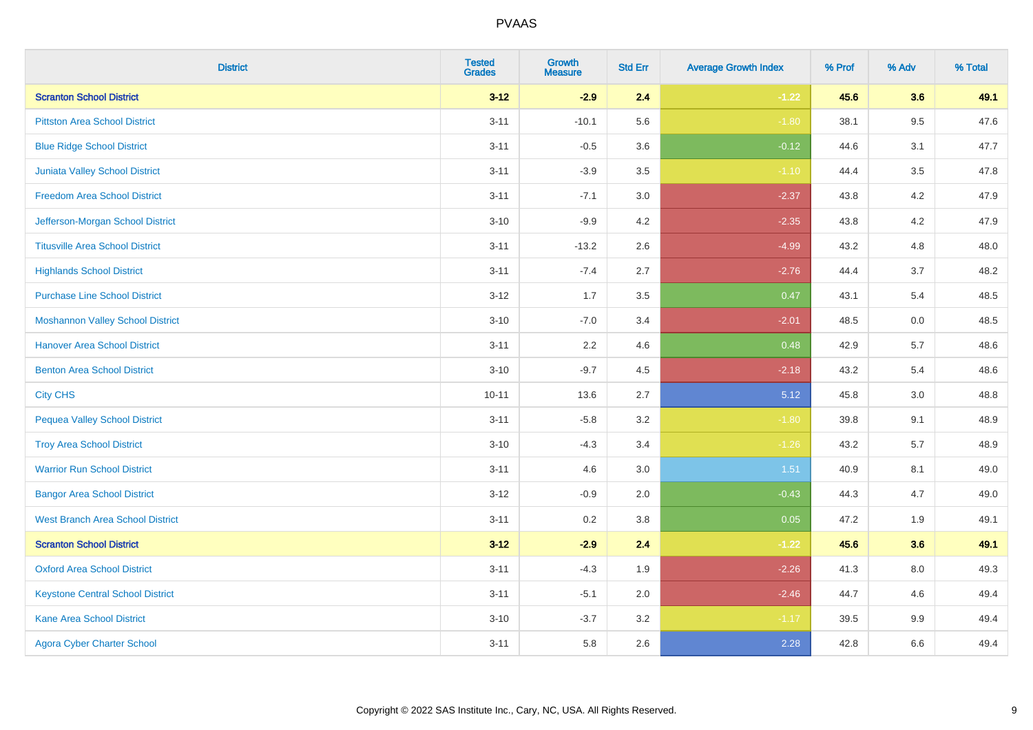| District | Tested Grades | Growth Measure | Std Err | Average Growth Index | % Prof | % Adv | % Total |
|---|---|---|---|---|---|---|---|
| **Scranton School District** | **3-12** | **-2.9** | **2.4** | **-1.22** | **45.6** | **3.6** | **49.1** |
| Pittston Area School District | 3-11 | -10.1 | 5.6 | -1.80 | 38.1 | 9.5 | 47.6 |
| Blue Ridge School District | 3-11 | -0.5 | 3.6 | -0.12 | 44.6 | 3.1 | 47.7 |
| Juniata Valley School District | 3-11 | -3.9 | 3.5 | -1.10 | 44.4 | 3.5 | 47.8 |
| Freedom Area School District | 3-11 | -7.1 | 3.0 | -2.37 | 43.8 | 4.2 | 47.9 |
| Jefferson-Morgan School District | 3-10 | -9.9 | 4.2 | -2.35 | 43.8 | 4.2 | 47.9 |
| Titusville Area School District | 3-11 | -13.2 | 2.6 | -4.99 | 43.2 | 4.8 | 48.0 |
| Highlands School District | 3-11 | -7.4 | 2.7 | -2.76 | 44.4 | 3.7 | 48.2 |
| Purchase Line School District | 3-12 | 1.7 | 3.5 | 0.47 | 43.1 | 5.4 | 48.5 |
| Moshannon Valley School District | 3-10 | -7.0 | 3.4 | -2.01 | 48.5 | 0.0 | 48.5 |
| Hanover Area School District | 3-11 | 2.2 | 4.6 | 0.48 | 42.9 | 5.7 | 48.6 |
| Benton Area School District | 3-10 | -9.7 | 4.5 | -2.18 | 43.2 | 5.4 | 48.6 |
| City CHS | 10-11 | 13.6 | 2.7 | 5.12 | 45.8 | 3.0 | 48.8 |
| Pequea Valley School District | 3-11 | -5.8 | 3.2 | -1.80 | 39.8 | 9.1 | 48.9 |
| Troy Area School District | 3-10 | -4.3 | 3.4 | -1.26 | 43.2 | 5.7 | 48.9 |
| Warrior Run School District | 3-11 | 4.6 | 3.0 | 1.51 | 40.9 | 8.1 | 49.0 |
| Bangor Area School District | 3-12 | -0.9 | 2.0 | -0.43 | 44.3 | 4.7 | 49.0 |
| West Branch Area School District | 3-11 | 0.2 | 3.8 | 0.05 | 47.2 | 1.9 | 49.1 |
| **Scranton School District** | **3-12** | **-2.9** | **2.4** | **-1.22** | **45.6** | **3.6** | **49.1** |
| Oxford Area School District | 3-11 | -4.3 | 1.9 | -2.26 | 41.3 | 8.0 | 49.3 |
| Keystone Central School District | 3-11 | -5.1 | 2.0 | -2.46 | 44.7 | 4.6 | 49.4 |
| Kane Area School District | 3-10 | -3.7 | 3.2 | -1.17 | 39.5 | 9.9 | 49.4 |
| Agora Cyber Charter School | 3-11 | 5.8 | 2.6 | 2.28 | 42.8 | 6.6 | 49.4 |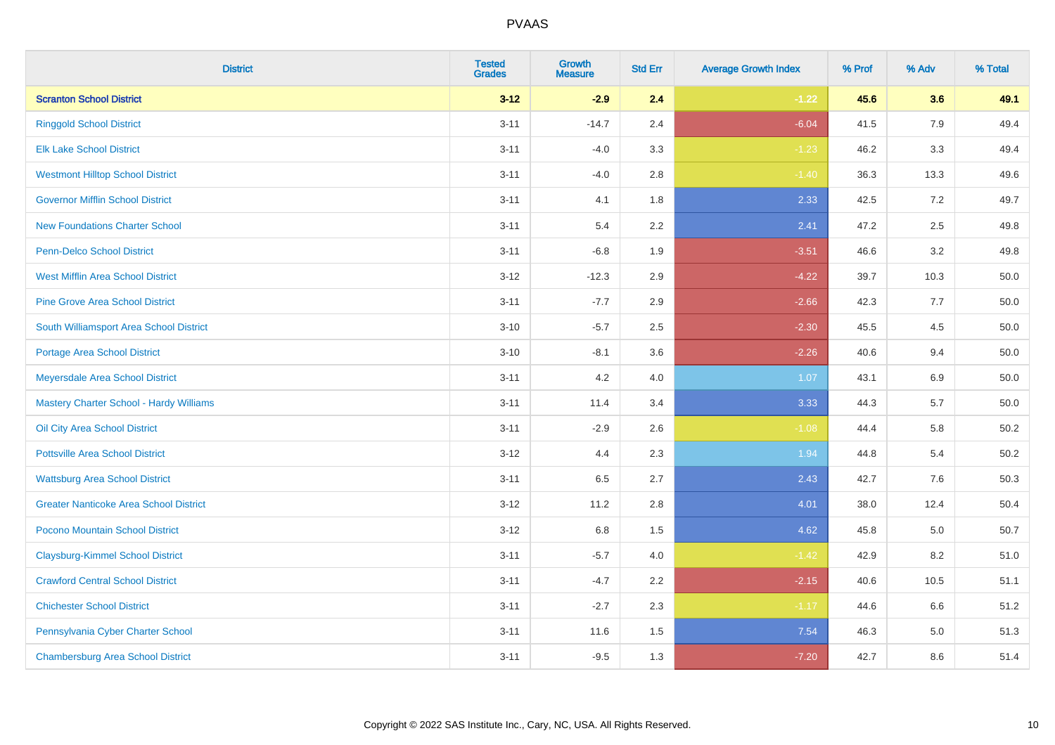# PVAAS

| District | Tested Grades | Growth Measure | Std Err | Average Growth Index | % Prof | % Adv | % Total |
|---|---|---|---|---|---|---|---|
| **Scranton School District** | **3-12** | **-2.9** | **2.4** | **-1.22** | **45.6** | **3.6** | **49.1** |
| Ringgold School District | 3-11 | -14.7 | 2.4 | -6.04 | 41.5 | 7.9 | 49.4 |
| Elk Lake School District | 3-11 | -4.0 | 3.3 | -1.23 | 46.2 | 3.3 | 49.4 |
| Westmont Hilltop School District | 3-11 | -4.0 | 2.8 | -1.40 | 36.3 | 13.3 | 49.6 |
| Governor Mifflin School District | 3-11 | 4.1 | 1.8 | 2.33 | 42.5 | 7.2 | 49.7 |
| New Foundations Charter School | 3-11 | 5.4 | 2.2 | 2.41 | 47.2 | 2.5 | 49.8 |
| Penn-Delco School District | 3-11 | -6.8 | 1.9 | -3.51 | 46.6 | 3.2 | 49.8 |
| West Mifflin Area School District | 3-12 | -12.3 | 2.9 | -4.22 | 39.7 | 10.3 | 50.0 |
| Pine Grove Area School District | 3-11 | -7.7 | 2.9 | -2.66 | 42.3 | 7.7 | 50.0 |
| South Williamsport Area School District | 3-10 | -5.7 | 2.5 | -2.30 | 45.5 | 4.5 | 50.0 |
| Portage Area School District | 3-10 | -8.1 | 3.6 | -2.26 | 40.6 | 9.4 | 50.0 |
| Meyersdale Area School District | 3-11 | 4.2 | 4.0 | 1.07 | 43.1 | 6.9 | 50.0 |
| Mastery Charter School - Hardy Williams | 3-11 | 11.4 | 3.4 | 3.33 | 44.3 | 5.7 | 50.0 |
| Oil City Area School District | 3-11 | -2.9 | 2.6 | -1.08 | 44.4 | 5.8 | 50.2 |
| Pottsville Area School District | 3-12 | 4.4 | 2.3 | 1.94 | 44.8 | 5.4 | 50.2 |
| Wattsburg Area School District | 3-11 | 6.5 | 2.7 | 2.43 | 42.7 | 7.6 | 50.3 |
| Greater Nanticoke Area School District | 3-12 | 11.2 | 2.8 | 4.01 | 38.0 | 12.4 | 50.4 |
| Pocono Mountain School District | 3-12 | 6.8 | 1.5 | 4.62 | 45.8 | 5.0 | 50.7 |
| Claysburg-Kimmel School District | 3-11 | -5.7 | 4.0 | -1.42 | 42.9 | 8.2 | 51.0 |
| Crawford Central School District | 3-11 | -4.7 | 2.2 | -2.15 | 40.6 | 10.5 | 51.1 |
| Chichester School District | 3-11 | -2.7 | 2.3 | -1.17 | 44.6 | 6.6 | 51.2 |
| Pennsylvania Cyber Charter School | 3-11 | 11.6 | 1.5 | 7.54 | 46.3 | 5.0 | 51.3 |
| Chambersburg Area School District | 3-11 | -9.5 | 1.3 | -7.20 | 42.7 | 8.6 | 51.4 |

Copyright © 2022 SAS Institute Inc., Cary, NC, USA. All Rights Reserved.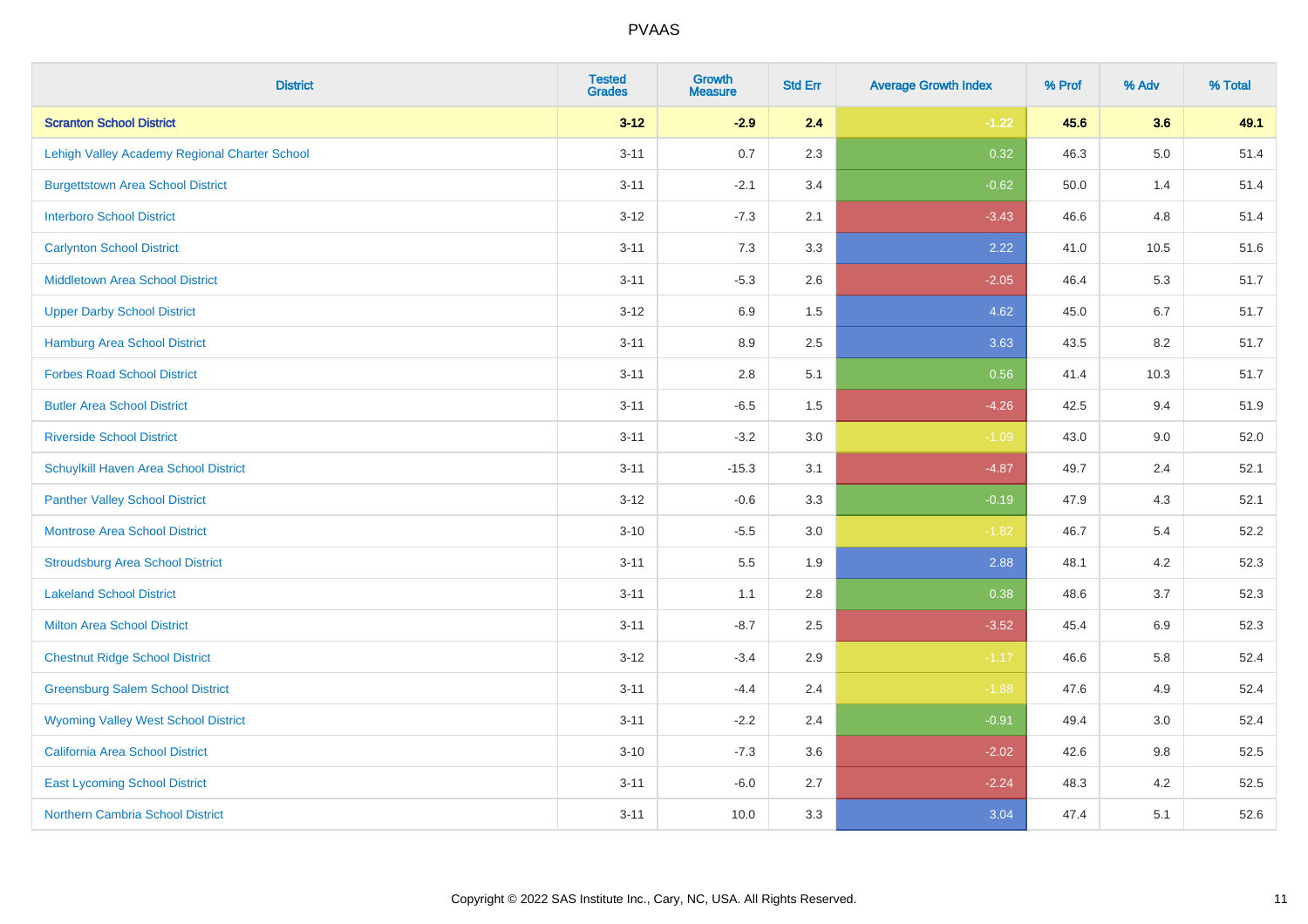| District | Tested Grades | Growth Measure | Std Err | Average Growth Index | % Prof | % Adv | % Total |
|---|---|---|---|---|---|---|---|
| **Scranton School District** | **3-12** | **-2.9** | **2.4** | **-1.22** | **45.6** | **3.6** | **49.1** |
| Lehigh Valley Academy Regional Charter School | 3-11 | 0.7 | 2.3 | 0.32 | 46.3 | 5.0 | 51.4 |
| Burgettstown Area School District | 3-11 | -2.1 | 3.4 | -0.62 | 50.0 | 1.4 | 51.4 |
| Interboro School District | 3-12 | -7.3 | 2.1 | -3.43 | 46.6 | 4.8 | 51.4 |
| Carlynton School District | 3-11 | 7.3 | 3.3 | 2.22 | 41.0 | 10.5 | 51.6 |
| Middletown Area School District | 3-11 | -5.3 | 2.6 | -2.05 | 46.4 | 5.3 | 51.7 |
| Upper Darby School District | 3-12 | 6.9 | 1.5 | 4.62 | 45.0 | 6.7 | 51.7 |
| Hamburg Area School District | 3-11 | 8.9 | 2.5 | 3.63 | 43.5 | 8.2 | 51.7 |
| Forbes Road School District | 3-11 | 2.8 | 5.1 | 0.56 | 41.4 | 10.3 | 51.7 |
| Butler Area School District | 3-11 | -6.5 | 1.5 | -4.26 | 42.5 | 9.4 | 51.9 |
| Riverside School District | 3-11 | -3.2 | 3.0 | -1.09 | 43.0 | 9.0 | 52.0 |
| Schuylkill Haven Area School District | 3-11 | -15.3 | 3.1 | -4.87 | 49.7 | 2.4 | 52.1 |
| Panther Valley School District | 3-12 | -0.6 | 3.3 | -0.19 | 47.9 | 4.3 | 52.1 |
| Montrose Area School District | 3-10 | -5.5 | 3.0 | -1.82 | 46.7 | 5.4 | 52.2 |
| Stroudsburg Area School District | 3-11 | 5.5 | 1.9 | 2.88 | 48.1 | 4.2 | 52.3 |
| Lakeland School District | 3-11 | 1.1 | 2.8 | 0.38 | 48.6 | 3.7 | 52.3 |
| Milton Area School District | 3-11 | -8.7 | 2.5 | -3.52 | 45.4 | 6.9 | 52.3 |
| Chestnut Ridge School District | 3-12 | -3.4 | 2.9 | -1.17 | 46.6 | 5.8 | 52.4 |
| Greensburg Salem School District | 3-11 | -4.4 | 2.4 | -1.88 | 47.6 | 4.9 | 52.4 |
| Wyoming Valley West School District | 3-11 | -2.2 | 2.4 | -0.91 | 49.4 | 3.0 | 52.4 |
| California Area School District | 3-10 | -7.3 | 3.6 | -2.02 | 42.6 | 9.8 | 52.5 |
| East Lycoming School District | 3-11 | -6.0 | 2.7 | -2.24 | 48.3 | 4.2 | 52.5 |
| Northern Cambria School District | 3-11 | 10.0 | 3.3 | 3.04 | 47.4 | 5.1 | 52.6 |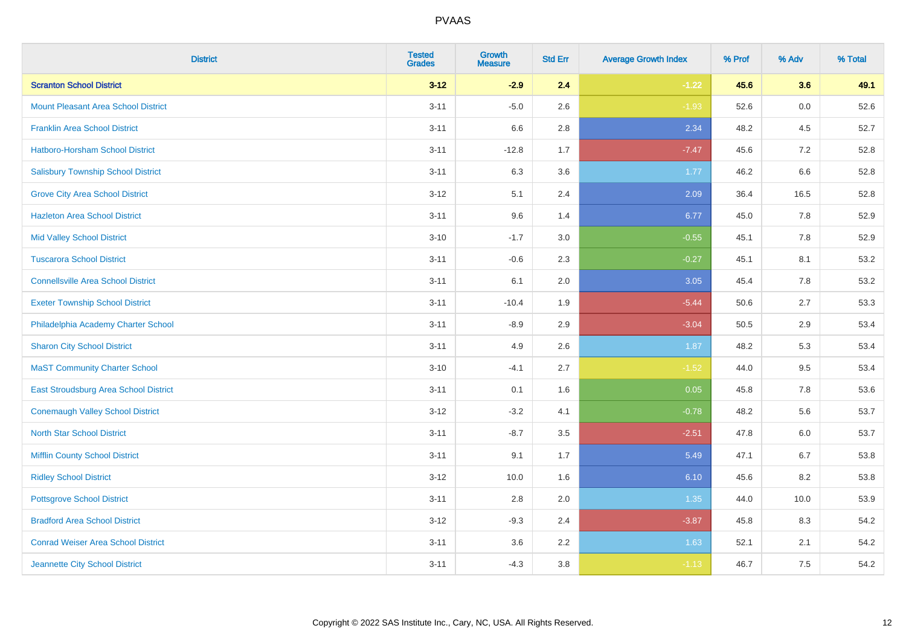# PVAAS

| District | Tested Grades | Growth Measure | Std Err | Average Growth Index | % Prof | % Adv | % Total |
|---|---|---|---|---|---|---|---|
| **Scranton School District** | **3-12** | **-2.9** | **2.4** | **-1.22** | **45.6** | **3.6** | **49.1** |
| Mount Pleasant Area School District | 3-11 | -5.0 | 2.6 | -1.93 | 52.6 | 0.0 | 52.6 |
| Franklin Area School District | 3-11 | 6.6 | 2.8 | 2.34 | 48.2 | 4.5 | 52.7 |
| Hatboro-Horsham School District | 3-11 | -12.8 | 1.7 | -7.47 | 45.6 | 7.2 | 52.8 |
| Salisbury Township School District | 3-11 | 6.3 | 3.6 | 1.77 | 46.2 | 6.6 | 52.8 |
| Grove City Area School District | 3-12 | 5.1 | 2.4 | 2.09 | 36.4 | 16.5 | 52.8 |
| Hazleton Area School District | 3-11 | 9.6 | 1.4 | 6.77 | 45.0 | 7.8 | 52.9 |
| Mid Valley School District | 3-10 | -1.7 | 3.0 | -0.55 | 45.1 | 7.8 | 52.9 |
| Tuscarora School District | 3-11 | -0.6 | 2.3 | -0.27 | 45.1 | 8.1 | 53.2 |
| Connellsville Area School District | 3-11 | 6.1 | 2.0 | 3.05 | 45.4 | 7.8 | 53.2 |
| Exeter Township School District | 3-11 | -10.4 | 1.9 | -5.44 | 50.6 | 2.7 | 53.3 |
| Philadelphia Academy Charter School | 3-11 | -8.9 | 2.9 | -3.04 | 50.5 | 2.9 | 53.4 |
| Sharon City School District | 3-11 | 4.9 | 2.6 | 1.87 | 48.2 | 5.3 | 53.4 |
| MaST Community Charter School | 3-10 | -4.1 | 2.7 | -1.52 | 44.0 | 9.5 | 53.4 |
| East Stroudsburg Area School District | 3-11 | 0.1 | 1.6 | 0.05 | 45.8 | 7.8 | 53.6 |
| Conemaugh Valley School District | 3-12 | -3.2 | 4.1 | -0.78 | 48.2 | 5.6 | 53.7 |
| North Star School District | 3-11 | -8.7 | 3.5 | -2.51 | 47.8 | 6.0 | 53.7 |
| Mifflin County School District | 3-11 | 9.1 | 1.7 | 5.49 | 47.1 | 6.7 | 53.8 |
| Ridley School District | 3-12 | 10.0 | 1.6 | 6.10 | 45.6 | 8.2 | 53.8 |
| Pottsgrove School District | 3-11 | 2.8 | 2.0 | 1.35 | 44.0 | 10.0 | 53.9 |
| Bradford Area School District | 3-12 | -9.3 | 2.4 | -3.87 | 45.8 | 8.3 | 54.2 |
| Conrad Weiser Area School District | 3-11 | 3.6 | 2.2 | 1.63 | 52.1 | 2.1 | 54.2 |
| Jeannette City School District | 3-11 | -4.3 | 3.8 | -1.13 | 46.7 | 7.5 | 54.2 |

Copyright © 2022 SAS Institute Inc., Cary, NC, USA. All Rights Reserved.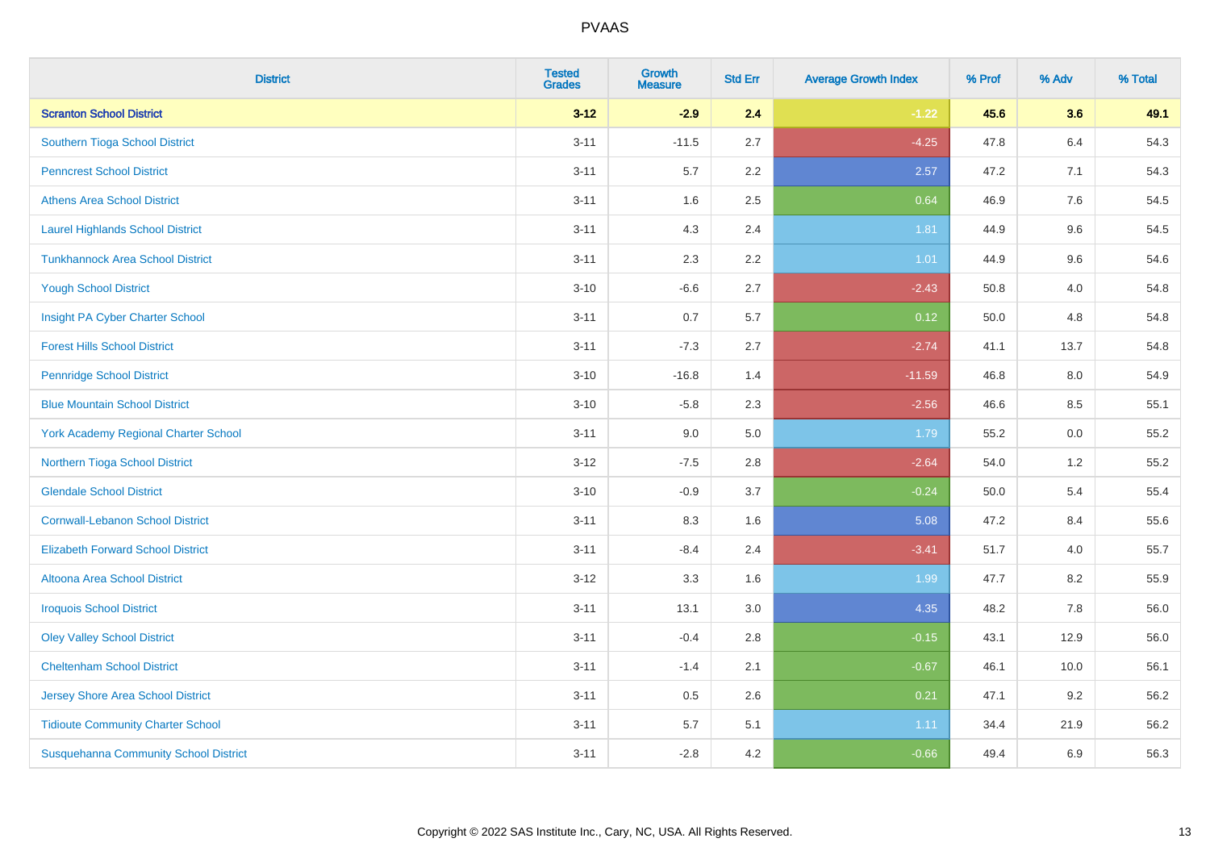# PVAAS

| District | Tested Grades | Growth Measure | Std Err | Average Growth Index | % Prof | % Adv | % Total |
|---|---|---|---|---|---|---|---|
| **Scranton School District** | **3-12** | **-2.9** | **2.4** | **-1.22** | **45.6** | **3.6** | **49.1** |
| Southern Tioga School District | 3-11 | -11.5 | 2.7 | -4.25 | 47.8 | 6.4 | 54.3 |
| Penncrest School District | 3-11 | 5.7 | 2.2 | 2.57 | 47.2 | 7.1 | 54.3 |
| Athens Area School District | 3-11 | 1.6 | 2.5 | 0.64 | 46.9 | 7.6 | 54.5 |
| Laurel Highlands School District | 3-11 | 4.3 | 2.4 | 1.81 | 44.9 | 9.6 | 54.5 |
| Tunkhannock Area School District | 3-11 | 2.3 | 2.2 | 1.01 | 44.9 | 9.6 | 54.6 |
| Yough School District | 3-10 | -6.6 | 2.7 | -2.43 | 50.8 | 4.0 | 54.8 |
| Insight PA Cyber Charter School | 3-11 | 0.7 | 5.7 | 0.12 | 50.0 | 4.8 | 54.8 |
| Forest Hills School District | 3-11 | -7.3 | 2.7 | -2.74 | 41.1 | 13.7 | 54.8 |
| Pennridge School District | 3-10 | -16.8 | 1.4 | -11.59 | 46.8 | 8.0 | 54.9 |
| Blue Mountain School District | 3-10 | -5.8 | 2.3 | -2.56 | 46.6 | 8.5 | 55.1 |
| York Academy Regional Charter School | 3-11 | 9.0 | 5.0 | 1.79 | 55.2 | 0.0 | 55.2 |
| Northern Tioga School District | 3-12 | -7.5 | 2.8 | -2.64 | 54.0 | 1.2 | 55.2 |
| Glendale School District | 3-10 | -0.9 | 3.7 | -0.24 | 50.0 | 5.4 | 55.4 |
| Cornwall-Lebanon School District | 3-11 | 8.3 | 1.6 | 5.08 | 47.2 | 8.4 | 55.6 |
| Elizabeth Forward School District | 3-11 | -8.4 | 2.4 | -3.41 | 51.7 | 4.0 | 55.7 |
| Altoona Area School District | 3-12 | 3.3 | 1.6 | 1.99 | 47.7 | 8.2 | 55.9 |
| Iroquois School District | 3-11 | 13.1 | 3.0 | 4.35 | 48.2 | 7.8 | 56.0 |
| Oley Valley School District | 3-11 | -0.4 | 2.8 | -0.15 | 43.1 | 12.9 | 56.0 |
| Cheltenham School District | 3-11 | -1.4 | 2.1 | -0.67 | 46.1 | 10.0 | 56.1 |
| Jersey Shore Area School District | 3-11 | 0.5 | 2.6 | 0.21 | 47.1 | 9.2 | 56.2 |
| Tidioute Community Charter School | 3-11 | 5.7 | 5.1 | 1.11 | 34.4 | 21.9 | 56.2 |
| Susquehanna Community School District | 3-11 | -2.8 | 4.2 | -0.66 | 49.4 | 6.9 | 56.3 |

Copyright © 2022 SAS Institute Inc., Cary, NC, USA. All Rights Reserved.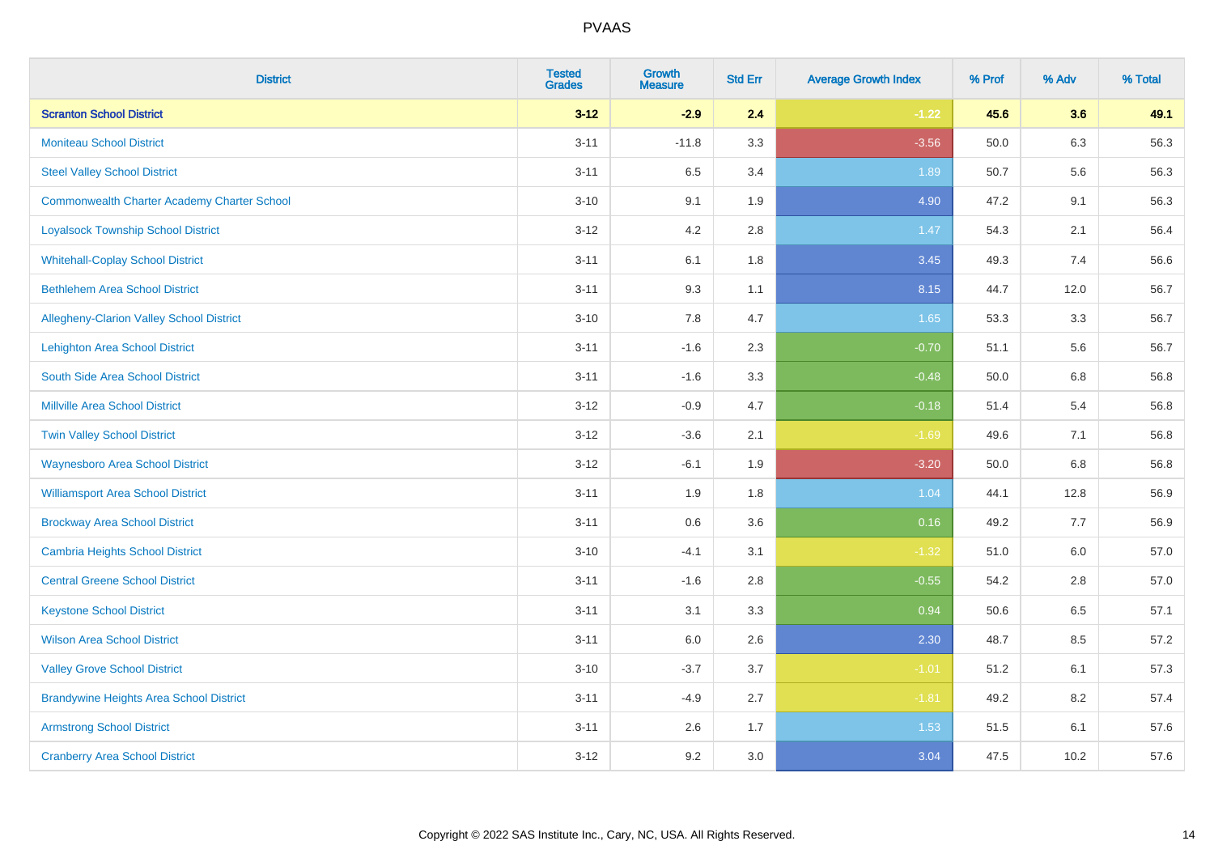| District | Tested Grades | Growth Measure | Std Err | Average Growth Index | % Prof | % Adv | % Total |
|---|---|---|---|---|---|---|---|
| **Scranton School District** | **3-12** | **-2.9** | **2.4** | **-1.22** | **45.6** | **3.6** | **49.1** |
| Moniteau School District | 3-11 | -11.8 | 3.3 | -3.56 | 50.0 | 6.3 | 56.3 |
| Steel Valley School District | 3-11 | 6.5 | 3.4 | 1.89 | 50.7 | 5.6 | 56.3 |
| Commonwealth Charter Academy Charter School | 3-10 | 9.1 | 1.9 | 4.90 | 47.2 | 9.1 | 56.3 |
| Loyalsock Township School District | 3-12 | 4.2 | 2.8 | 1.47 | 54.3 | 2.1 | 56.4 |
| Whitehall-Coplay School District | 3-11 | 6.1 | 1.8 | 3.45 | 49.3 | 7.4 | 56.6 |
| Bethlehem Area School District | 3-11 | 9.3 | 1.1 | 8.15 | 44.7 | 12.0 | 56.7 |
| Allegheny-Clarion Valley School District | 3-10 | 7.8 | 4.7 | 1.65 | 53.3 | 3.3 | 56.7 |
| Lehighton Area School District | 3-11 | -1.6 | 2.3 | -0.70 | 51.1 | 5.6 | 56.7 |
| South Side Area School District | 3-11 | -1.6 | 3.3 | -0.48 | 50.0 | 6.8 | 56.8 |
| Millville Area School District | 3-12 | -0.9 | 4.7 | -0.18 | 51.4 | 5.4 | 56.8 |
| Twin Valley School District | 3-12 | -3.6 | 2.1 | -1.69 | 49.6 | 7.1 | 56.8 |
| Waynesboro Area School District | 3-12 | -6.1 | 1.9 | -3.20 | 50.0 | 6.8 | 56.8 |
| Williamsport Area School District | 3-11 | 1.9 | 1.8 | 1.04 | 44.1 | 12.8 | 56.9 |
| Brockway Area School District | 3-11 | 0.6 | 3.6 | 0.16 | 49.2 | 7.7 | 56.9 |
| Cambria Heights School District | 3-10 | -4.1 | 3.1 | -1.32 | 51.0 | 6.0 | 57.0 |
| Central Greene School District | 3-11 | -1.6 | 2.8 | -0.55 | 54.2 | 2.8 | 57.0 |
| Keystone School District | 3-11 | 3.1 | 3.3 | 0.94 | 50.6 | 6.5 | 57.1 |
| Wilson Area School District | 3-11 | 6.0 | 2.6 | 2.30 | 48.7 | 8.5 | 57.2 |
| Valley Grove School District | 3-10 | -3.7 | 3.7 | -1.01 | 51.2 | 6.1 | 57.3 |
| Brandywine Heights Area School District | 3-11 | -4.9 | 2.7 | -1.81 | 49.2 | 8.2 | 57.4 |
| Armstrong School District | 3-11 | 2.6 | 1.7 | 1.53 | 51.5 | 6.1 | 57.6 |
| Cranberry Area School District | 3-12 | 9.2 | 3.0 | 3.04 | 47.5 | 10.2 | 57.6 |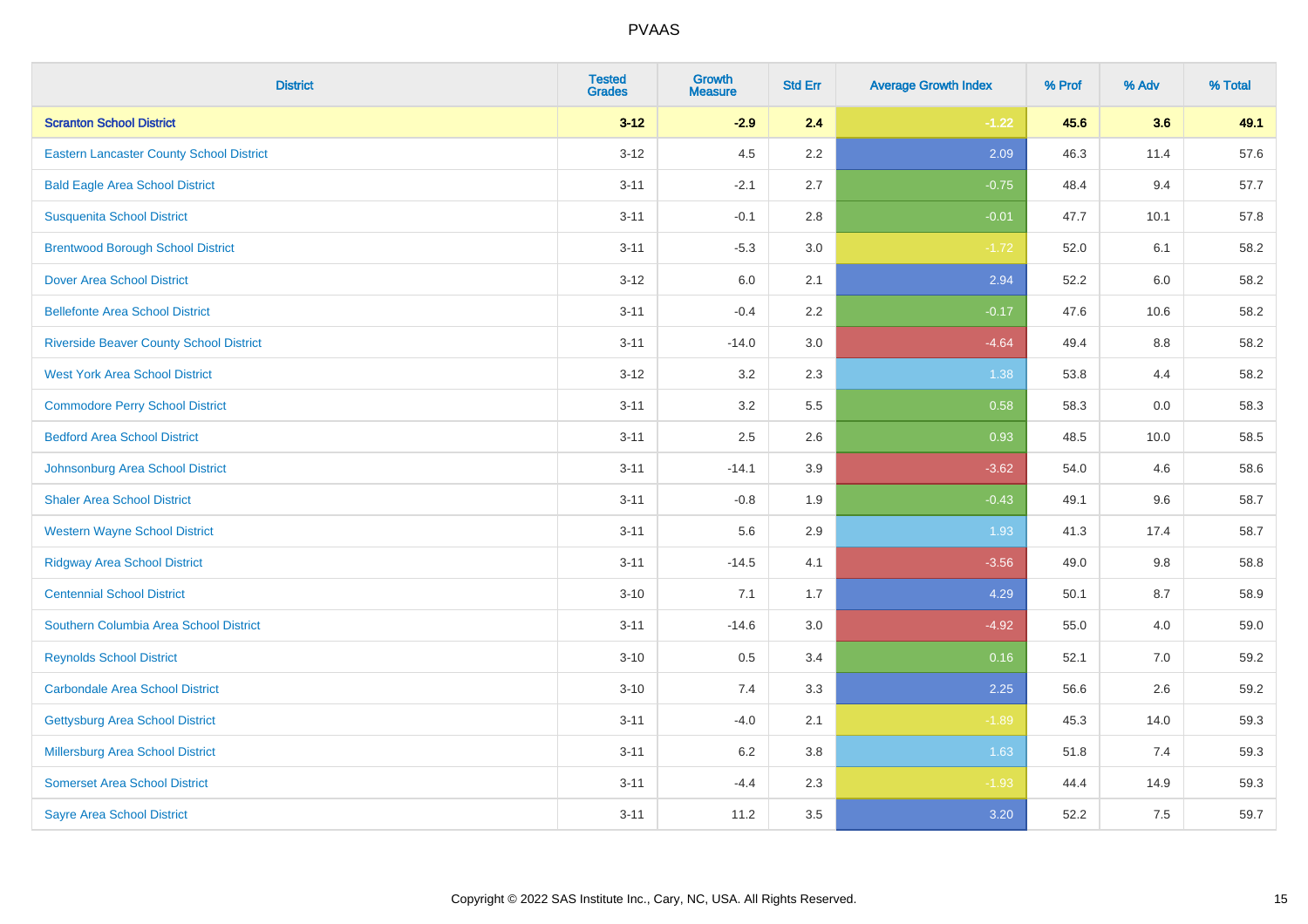| District | Tested Grades | Growth Measure | Std Err | Average Growth Index | % Prof | % Adv | % Total |
|---|---|---|---|---|---|---|---|
| **Scranton School District** | **3-12** | **-2.9** | **2.4** | **-1.22** | **45.6** | **3.6** | **49.1** |
| Eastern Lancaster County School District | 3-12 | 4.5 | 2.2 | 2.09 | 46.3 | 11.4 | 57.6 |
| Bald Eagle Area School District | 3-11 | -2.1 | 2.7 | -0.75 | 48.4 | 9.4 | 57.7 |
| Susquenita School District | 3-11 | -0.1 | 2.8 | -0.01 | 47.7 | 10.1 | 57.8 |
| Brentwood Borough School District | 3-11 | -5.3 | 3.0 | -1.72 | 52.0 | 6.1 | 58.2 |
| Dover Area School District | 3-12 | 6.0 | 2.1 | 2.94 | 52.2 | 6.0 | 58.2 |
| Bellefonte Area School District | 3-11 | -0.4 | 2.2 | -0.17 | 47.6 | 10.6 | 58.2 |
| Riverside Beaver County School District | 3-11 | -14.0 | 3.0 | -4.64 | 49.4 | 8.8 | 58.2 |
| West York Area School District | 3-12 | 3.2 | 2.3 | 1.38 | 53.8 | 4.4 | 58.2 |
| Commodore Perry School District | 3-11 | 3.2 | 5.5 | 0.58 | 58.3 | 0.0 | 58.3 |
| Bedford Area School District | 3-11 | 2.5 | 2.6 | 0.93 | 48.5 | 10.0 | 58.5 |
| Johnsonburg Area School District | 3-11 | -14.1 | 3.9 | -3.62 | 54.0 | 4.6 | 58.6 |
| Shaler Area School District | 3-11 | -0.8 | 1.9 | -0.43 | 49.1 | 9.6 | 58.7 |
| Western Wayne School District | 3-11 | 5.6 | 2.9 | 1.93 | 41.3 | 17.4 | 58.7 |
| Ridgway Area School District | 3-11 | -14.5 | 4.1 | -3.56 | 49.0 | 9.8 | 58.8 |
| Centennial School District | 3-10 | 7.1 | 1.7 | 4.29 | 50.1 | 8.7 | 58.9 |
| Southern Columbia Area School District | 3-11 | -14.6 | 3.0 | -4.92 | 55.0 | 4.0 | 59.0 |
| Reynolds School District | 3-10 | 0.5 | 3.4 | 0.16 | 52.1 | 7.0 | 59.2 |
| Carbondale Area School District | 3-10 | 7.4 | 3.3 | 2.25 | 56.6 | 2.6 | 59.2 |
| Gettysburg Area School District | 3-11 | -4.0 | 2.1 | -1.89 | 45.3 | 14.0 | 59.3 |
| Millersburg Area School District | 3-11 | 6.2 | 3.8 | 1.63 | 51.8 | 7.4 | 59.3 |
| Somerset Area School District | 3-11 | -4.4 | 2.3 | -1.93 | 44.4 | 14.9 | 59.3 |
| Sayre Area School District | 3-11 | 11.2 | 3.5 | 3.20 | 52.2 | 7.5 | 59.7 |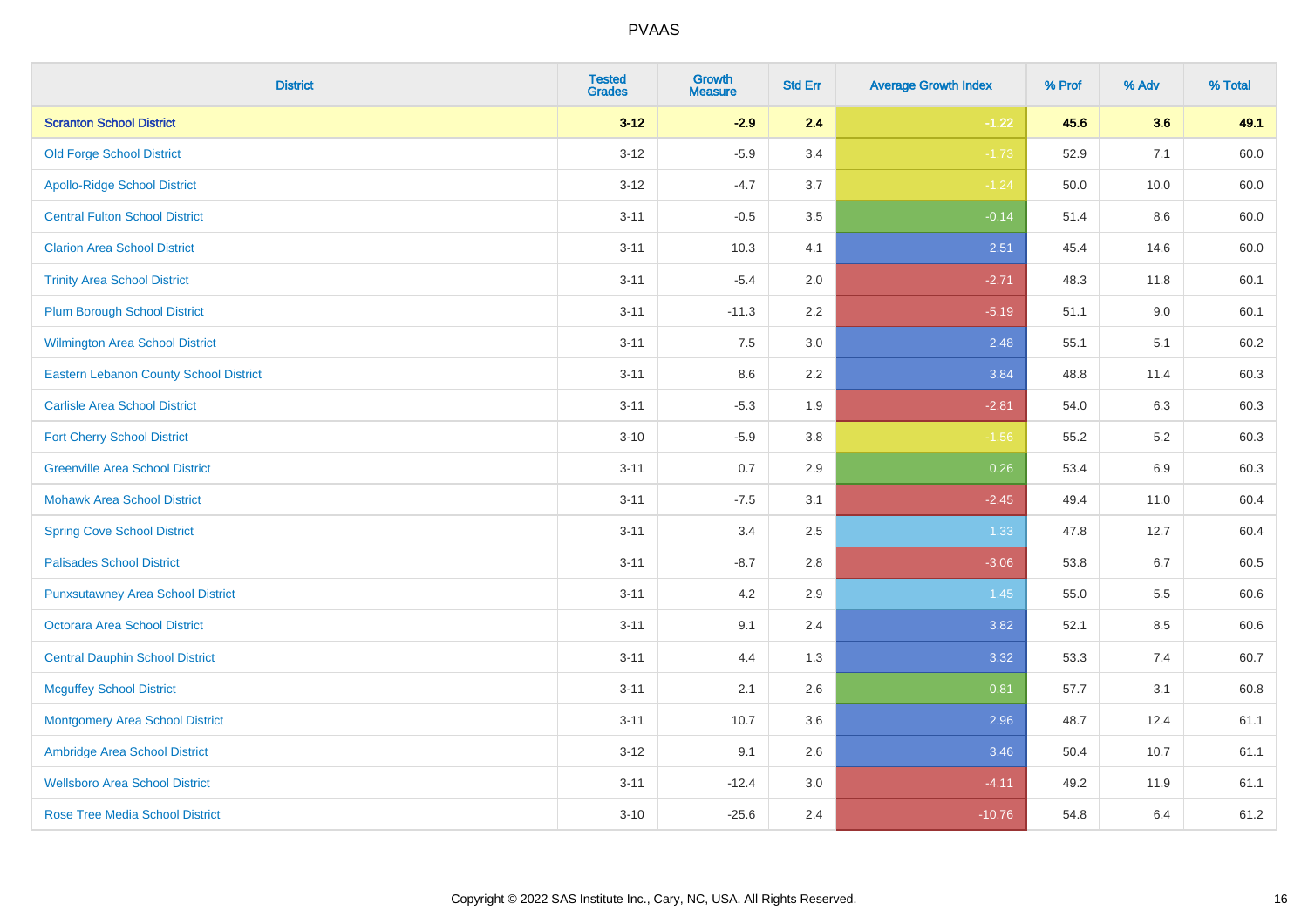| District | Tested Grades | Growth Measure | Std Err | Average Growth Index | % Prof | % Adv | % Total |
|---|---|---|---|---|---|---|---|
| **Scranton School District** | **3-12** | **-2.9** | **2.4** | **-1.22** | **45.6** | **3.6** | **49.1** |
| Old Forge School District | 3-12 | -5.9 | 3.4 | -1.73 | 52.9 | 7.1 | 60.0 |
| Apollo-Ridge School District | 3-12 | -4.7 | 3.7 | -1.24 | 50.0 | 10.0 | 60.0 |
| Central Fulton School District | 3-11 | -0.5 | 3.5 | -0.14 | 51.4 | 8.6 | 60.0 |
| Clarion Area School District | 3-11 | 10.3 | 4.1 | 2.51 | 45.4 | 14.6 | 60.0 |
| Trinity Area School District | 3-11 | -5.4 | 2.0 | -2.71 | 48.3 | 11.8 | 60.1 |
| Plum Borough School District | 3-11 | -11.3 | 2.2 | -5.19 | 51.1 | 9.0 | 60.1 |
| Wilmington Area School District | 3-11 | 7.5 | 3.0 | 2.48 | 55.1 | 5.1 | 60.2 |
| Eastern Lebanon County School District | 3-11 | 8.6 | 2.2 | 3.84 | 48.8 | 11.4 | 60.3 |
| Carlisle Area School District | 3-11 | -5.3 | 1.9 | -2.81 | 54.0 | 6.3 | 60.3 |
| Fort Cherry School District | 3-10 | -5.9 | 3.8 | -1.56 | 55.2 | 5.2 | 60.3 |
| Greenville Area School District | 3-11 | 0.7 | 2.9 | 0.26 | 53.4 | 6.9 | 60.3 |
| Mohawk Area School District | 3-11 | -7.5 | 3.1 | -2.45 | 49.4 | 11.0 | 60.4 |
| Spring Cove School District | 3-11 | 3.4 | 2.5 | 1.33 | 47.8 | 12.7 | 60.4 |
| Palisades School District | 3-11 | -8.7 | 2.8 | -3.06 | 53.8 | 6.7 | 60.5 |
| Punxsutawney Area School District | 3-11 | 4.2 | 2.9 | 1.45 | 55.0 | 5.5 | 60.6 |
| Octorara Area School District | 3-11 | 9.1 | 2.4 | 3.82 | 52.1 | 8.5 | 60.6 |
| Central Dauphin School District | 3-11 | 4.4 | 1.3 | 3.32 | 53.3 | 7.4 | 60.7 |
| Mcguffey School District | 3-11 | 2.1 | 2.6 | 0.81 | 57.7 | 3.1 | 60.8 |
| Montgomery Area School District | 3-11 | 10.7 | 3.6 | 2.96 | 48.7 | 12.4 | 61.1 |
| Ambridge Area School District | 3-12 | 9.1 | 2.6 | 3.46 | 50.4 | 10.7 | 61.1 |
| Wellsboro Area School District | 3-11 | -12.4 | 3.0 | -4.11 | 49.2 | 11.9 | 61.1 |
| Rose Tree Media School District | 3-10 | -25.6 | 2.4 | -10.76 | 54.8 | 6.4 | 61.2 |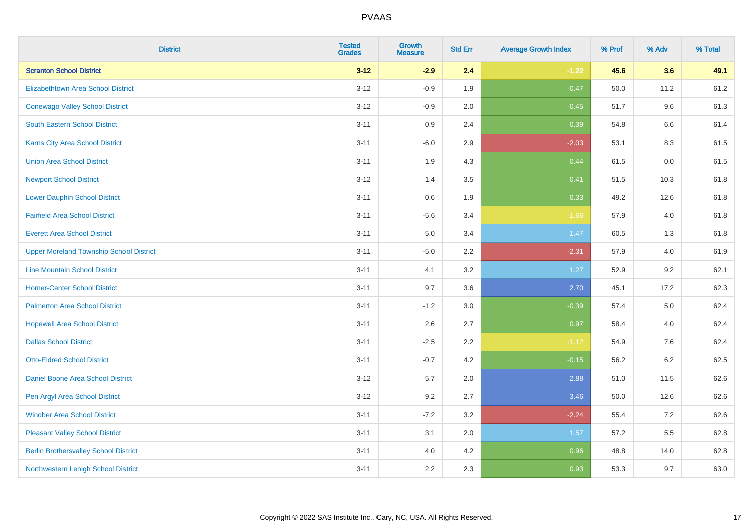# PVAAS

| District | Tested Grades | Growth Measure | Std Err | Average Growth Index | % Prof | % Adv | % Total |
|---|---|---|---|---|---|---|---|
| **Scranton School District** | **3-12** | **-2.9** | **2.4** | **-1.22** | **45.6** | **3.6** | **49.1** |
| Elizabethtown Area School District | 3-12 | -0.9 | 1.9 | -0.47 | 50.0 | 11.2 | 61.2 |
| Conewago Valley School District | 3-12 | -0.9 | 2.0 | -0.45 | 51.7 | 9.6 | 61.3 |
| South Eastern School District | 3-11 | 0.9 | 2.4 | 0.39 | 54.8 | 6.6 | 61.4 |
| Karns City Area School District | 3-11 | -6.0 | 2.9 | -2.03 | 53.1 | 8.3 | 61.5 |
| Union Area School District | 3-11 | 1.9 | 4.3 | 0.44 | 61.5 | 0.0 | 61.5 |
| Newport School District | 3-12 | 1.4 | 3.5 | 0.41 | 51.5 | 10.3 | 61.8 |
| Lower Dauphin School District | 3-11 | 0.6 | 1.9 | 0.33 | 49.2 | 12.6 | 61.8 |
| Fairfield Area School District | 3-11 | -5.6 | 3.4 | -1.66 | 57.9 | 4.0 | 61.8 |
| Everett Area School District | 3-11 | 5.0 | 3.4 | 1.47 | 60.5 | 1.3 | 61.8 |
| Upper Moreland Township School District | 3-11 | -5.0 | 2.2 | -2.31 | 57.9 | 4.0 | 61.9 |
| Line Mountain School District | 3-11 | 4.1 | 3.2 | 1.27 | 52.9 | 9.2 | 62.1 |
| Homer-Center School District | 3-11 | 9.7 | 3.6 | 2.70 | 45.1 | 17.2 | 62.3 |
| Palmerton Area School District | 3-11 | -1.2 | 3.0 | -0.39 | 57.4 | 5.0 | 62.4 |
| Hopewell Area School District | 3-11 | 2.6 | 2.7 | 0.97 | 58.4 | 4.0 | 62.4 |
| Dallas School District | 3-11 | -2.5 | 2.2 | -1.12 | 54.9 | 7.6 | 62.4 |
| Otto-Eldred School District | 3-11 | -0.7 | 4.2 | -0.15 | 56.2 | 6.2 | 62.5 |
| Daniel Boone Area School District | 3-12 | 5.7 | 2.0 | 2.88 | 51.0 | 11.5 | 62.6 |
| Pen Argyl Area School District | 3-12 | 9.2 | 2.7 | 3.46 | 50.0 | 12.6 | 62.6 |
| Windber Area School District | 3-11 | -7.2 | 3.2 | -2.24 | 55.4 | 7.2 | 62.6 |
| Pleasant Valley School District | 3-11 | 3.1 | 2.0 | 1.57 | 57.2 | 5.5 | 62.8 |
| Berlin Brothersvalley School District | 3-11 | 4.0 | 4.2 | 0.96 | 48.8 | 14.0 | 62.8 |
| Northwestern Lehigh School District | 3-11 | 2.2 | 2.3 | 0.93 | 53.3 | 9.7 | 63.0 |

Copyright © 2022 SAS Institute Inc., Cary, NC, USA. All Rights Reserved.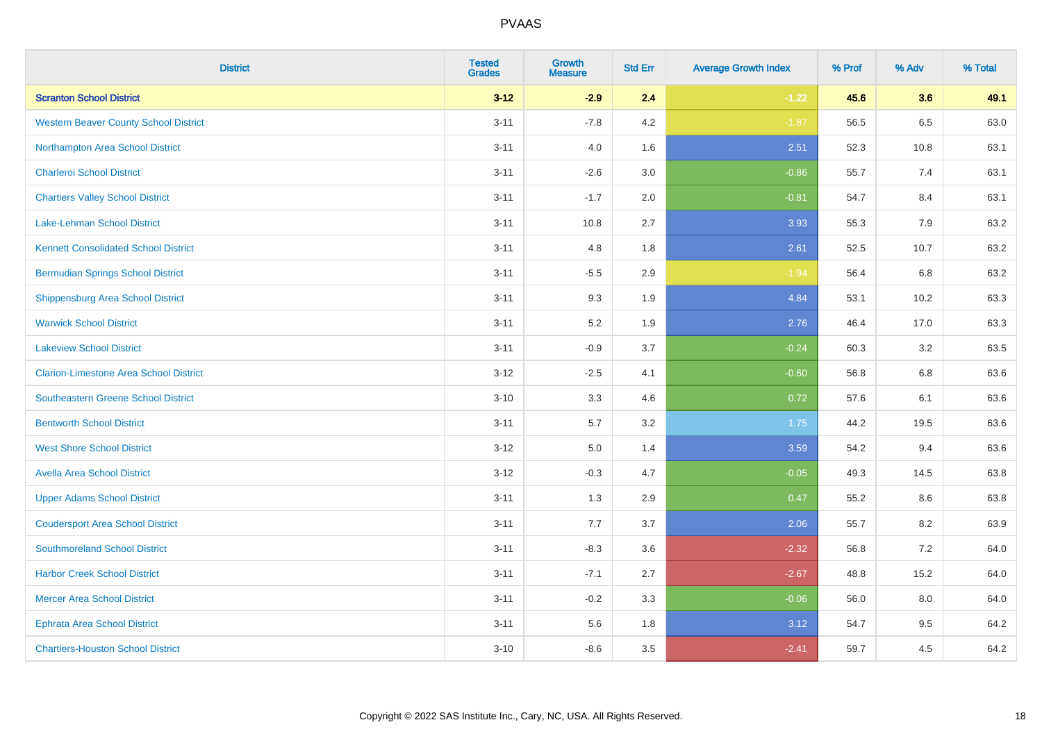# PVAAS

| District | Tested Grades | Growth Measure | Std Err | Average Growth Index | % Prof | % Adv | % Total |
|---|---|---|---|---|---|---|---|
| **Scranton School District** | **3-12** | **-2.9** | **2.4** | **-1.22** | **45.6** | **3.6** | **49.1** |
| Western Beaver County School District | 3-11 | -7.8 | 4.2 | -1.87 | 56.5 | 6.5 | 63.0 |
| Northampton Area School District | 3-11 | 4.0 | 1.6 | 2.51 | 52.3 | 10.8 | 63.1 |
| Charleroi School District | 3-11 | -2.6 | 3.0 | -0.86 | 55.7 | 7.4 | 63.1 |
| Chartiers Valley School District | 3-11 | -1.7 | 2.0 | -0.81 | 54.7 | 8.4 | 63.1 |
| Lake-Lehman School District | 3-11 | 10.8 | 2.7 | 3.93 | 55.3 | 7.9 | 63.2 |
| Kennett Consolidated School District | 3-11 | 4.8 | 1.8 | 2.61 | 52.5 | 10.7 | 63.2 |
| Bermudian Springs School District | 3-11 | -5.5 | 2.9 | -1.94 | 56.4 | 6.8 | 63.2 |
| Shippensburg Area School District | 3-11 | 9.3 | 1.9 | 4.84 | 53.1 | 10.2 | 63.3 |
| Warwick School District | 3-11 | 5.2 | 1.9 | 2.76 | 46.4 | 17.0 | 63.3 |
| Lakeview School District | 3-11 | -0.9 | 3.7 | -0.24 | 60.3 | 3.2 | 63.5 |
| Clarion-Limestone Area School District | 3-12 | -2.5 | 4.1 | -0.60 | 56.8 | 6.8 | 63.6 |
| Southeastern Greene School District | 3-10 | 3.3 | 4.6 | 0.72 | 57.6 | 6.1 | 63.6 |
| Bentworth School District | 3-11 | 5.7 | 3.2 | 1.75 | 44.2 | 19.5 | 63.6 |
| West Shore School District | 3-12 | 5.0 | 1.4 | 3.59 | 54.2 | 9.4 | 63.6 |
| Avella Area School District | 3-12 | -0.3 | 4.7 | -0.05 | 49.3 | 14.5 | 63.8 |
| Upper Adams School District | 3-11 | 1.3 | 2.9 | 0.47 | 55.2 | 8.6 | 63.8 |
| Coudersport Area School District | 3-11 | 7.7 | 3.7 | 2.06 | 55.7 | 8.2 | 63.9 |
| Southmoreland School District | 3-11 | -8.3 | 3.6 | -2.32 | 56.8 | 7.2 | 64.0 |
| Harbor Creek School District | 3-11 | -7.1 | 2.7 | -2.67 | 48.8 | 15.2 | 64.0 |
| Mercer Area School District | 3-11 | -0.2 | 3.3 | -0.06 | 56.0 | 8.0 | 64.0 |
| Ephrata Area School District | 3-11 | 5.6 | 1.8 | 3.12 | 54.7 | 9.5 | 64.2 |
| Chartiers-Houston School District | 3-10 | -8.6 | 3.5 | -2.41 | 59.7 | 4.5 | 64.2 |

Copyright © 2022 SAS Institute Inc., Cary, NC, USA. All Rights Reserved.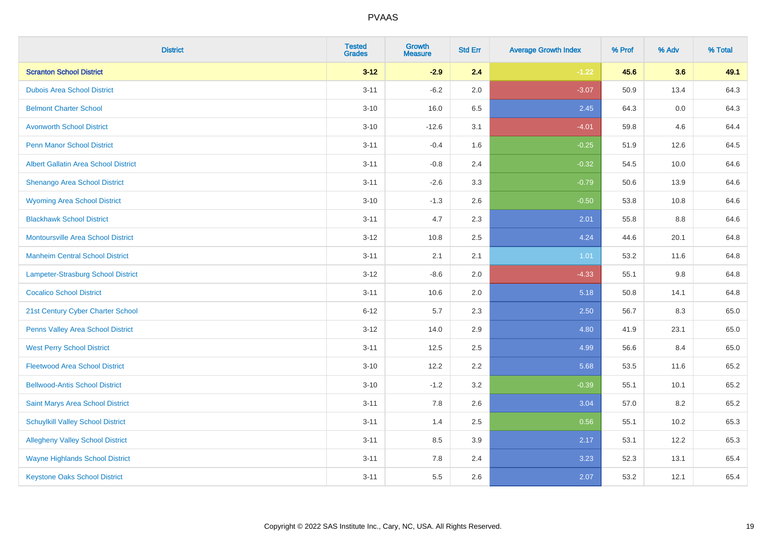# PVAAS

| District | Tested Grades | Growth Measure | Std Err | Average Growth Index | % Prof | % Adv | % Total |
|---|---|---|---|---|---|---|---|
| **Scranton School District** | **3-12** | **-2.9** | **2.4** | **-1.22** | **45.6** | **3.6** | **49.1** |
| Dubois Area School District | 3-11 | -6.2 | 2.0 | -3.07 | 50.9 | 13.4 | 64.3 |
| Belmont Charter School | 3-10 | 16.0 | 6.5 | 2.45 | 64.3 | 0.0 | 64.3 |
| Avonworth School District | 3-10 | -12.6 | 3.1 | -4.01 | 59.8 | 4.6 | 64.4 |
| Penn Manor School District | 3-11 | -0.4 | 1.6 | -0.25 | 51.9 | 12.6 | 64.5 |
| Albert Gallatin Area School District | 3-11 | -0.8 | 2.4 | -0.32 | 54.5 | 10.0 | 64.6 |
| Shenango Area School District | 3-11 | -2.6 | 3.3 | -0.79 | 50.6 | 13.9 | 64.6 |
| Wyoming Area School District | 3-10 | -1.3 | 2.6 | -0.50 | 53.8 | 10.8 | 64.6 |
| Blackhawk School District | 3-11 | 4.7 | 2.3 | 2.01 | 55.8 | 8.8 | 64.6 |
| Montoursville Area School District | 3-12 | 10.8 | 2.5 | 4.24 | 44.6 | 20.1 | 64.8 |
| Manheim Central School District | 3-11 | 2.1 | 2.1 | 1.01 | 53.2 | 11.6 | 64.8 |
| Lampeter-Strasburg School District | 3-12 | -8.6 | 2.0 | -4.33 | 55.1 | 9.8 | 64.8 |
| Cocalico School District | 3-11 | 10.6 | 2.0 | 5.18 | 50.8 | 14.1 | 64.8 |
| 21st Century Cyber Charter School | 6-12 | 5.7 | 2.3 | 2.50 | 56.7 | 8.3 | 65.0 |
| Penns Valley Area School District | 3-12 | 14.0 | 2.9 | 4.80 | 41.9 | 23.1 | 65.0 |
| West Perry School District | 3-11 | 12.5 | 2.5 | 4.99 | 56.6 | 8.4 | 65.0 |
| Fleetwood Area School District | 3-10 | 12.2 | 2.2 | 5.68 | 53.5 | 11.6 | 65.2 |
| Bellwood-Antis School District | 3-10 | -1.2 | 3.2 | -0.39 | 55.1 | 10.1 | 65.2 |
| Saint Marys Area School District | 3-11 | 7.8 | 2.6 | 3.04 | 57.0 | 8.2 | 65.2 |
| Schuylkill Valley School District | 3-11 | 1.4 | 2.5 | 0.56 | 55.1 | 10.2 | 65.3 |
| Allegheny Valley School District | 3-11 | 8.5 | 3.9 | 2.17 | 53.1 | 12.2 | 65.3 |
| Wayne Highlands School District | 3-11 | 7.8 | 2.4 | 3.23 | 52.3 | 13.1 | 65.4 |
| Keystone Oaks School District | 3-11 | 5.5 | 2.6 | 2.07 | 53.2 | 12.1 | 65.4 |

Copyright © 2022 SAS Institute Inc., Cary, NC, USA. All Rights Reserved.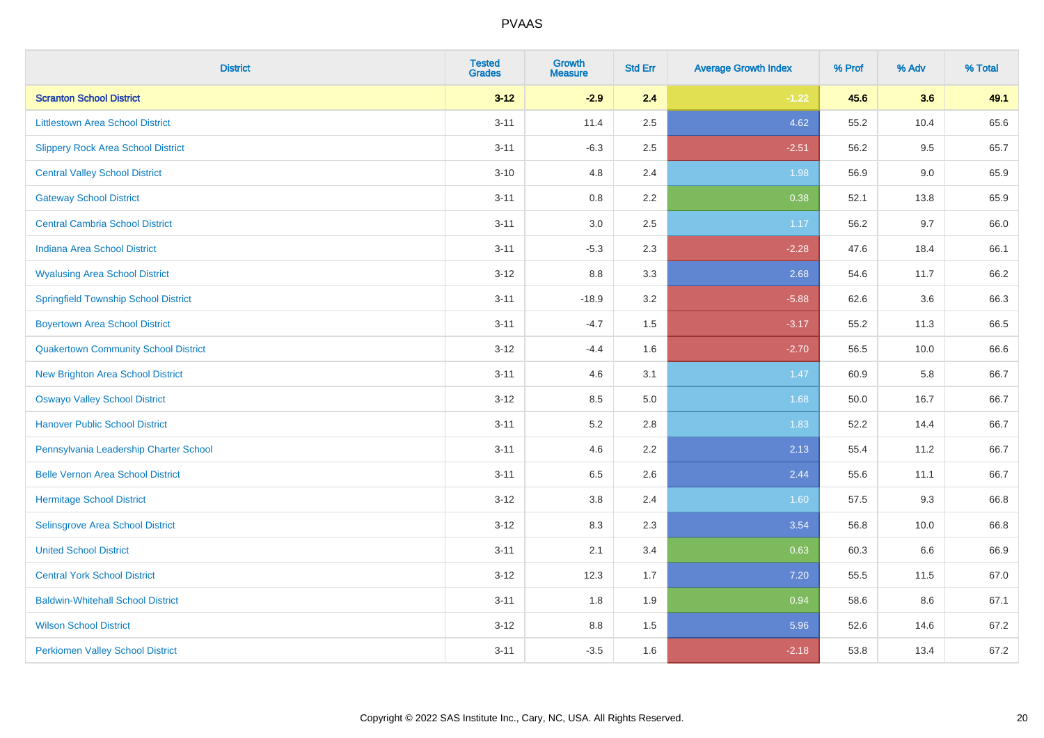# PVAAS

| District | Tested Grades | Growth Measure | Std Err | Average Growth Index | % Prof | % Adv | % Total |
|---|---|---|---|---|---|---|---|
| **Scranton School District** | **3-12** | **-2.9** | **2.4** | **-1.22** | **45.6** | **3.6** | **49.1** |
| Littlestown Area School District | 3-11 | 11.4 | 2.5 | 4.62 | 55.2 | 10.4 | 65.6 |
| Slippery Rock Area School District | 3-11 | -6.3 | 2.5 | -2.51 | 56.2 | 9.5 | 65.7 |
| Central Valley School District | 3-10 | 4.8 | 2.4 | 1.98 | 56.9 | 9.0 | 65.9 |
| Gateway School District | 3-11 | 0.8 | 2.2 | 0.38 | 52.1 | 13.8 | 65.9 |
| Central Cambria School District | 3-11 | 3.0 | 2.5 | 1.17 | 56.2 | 9.7 | 66.0 |
| Indiana Area School District | 3-11 | -5.3 | 2.3 | -2.28 | 47.6 | 18.4 | 66.1 |
| Wyalusing Area School District | 3-12 | 8.8 | 3.3 | 2.68 | 54.6 | 11.7 | 66.2 |
| Springfield Township School District | 3-11 | -18.9 | 3.2 | -5.88 | 62.6 | 3.6 | 66.3 |
| Boyertown Area School District | 3-11 | -4.7 | 1.5 | -3.17 | 55.2 | 11.3 | 66.5 |
| Quakertown Community School District | 3-12 | -4.4 | 1.6 | -2.70 | 56.5 | 10.0 | 66.6 |
| New Brighton Area School District | 3-11 | 4.6 | 3.1 | 1.47 | 60.9 | 5.8 | 66.7 |
| Oswayo Valley School District | 3-12 | 8.5 | 5.0 | 1.68 | 50.0 | 16.7 | 66.7 |
| Hanover Public School District | 3-11 | 5.2 | 2.8 | 1.83 | 52.2 | 14.4 | 66.7 |
| Pennsylvania Leadership Charter School | 3-11 | 4.6 | 2.2 | 2.13 | 55.4 | 11.2 | 66.7 |
| Belle Vernon Area School District | 3-11 | 6.5 | 2.6 | 2.44 | 55.6 | 11.1 | 66.7 |
| Hermitage School District | 3-12 | 3.8 | 2.4 | 1.60 | 57.5 | 9.3 | 66.8 |
| Selinsgrove Area School District | 3-12 | 8.3 | 2.3 | 3.54 | 56.8 | 10.0 | 66.8 |
| United School District | 3-11 | 2.1 | 3.4 | 0.63 | 60.3 | 6.6 | 66.9 |
| Central York School District | 3-12 | 12.3 | 1.7 | 7.20 | 55.5 | 11.5 | 67.0 |
| Baldwin-Whitehall School District | 3-11 | 1.8 | 1.9 | 0.94 | 58.6 | 8.6 | 67.1 |
| Wilson School District | 3-12 | 8.8 | 1.5 | 5.96 | 52.6 | 14.6 | 67.2 |
| Perkiomen Valley School District | 3-11 | -3.5 | 1.6 | -2.18 | 53.8 | 13.4 | 67.2 |

Copyright © 2022 SAS Institute Inc., Cary, NC, USA. All Rights Reserved.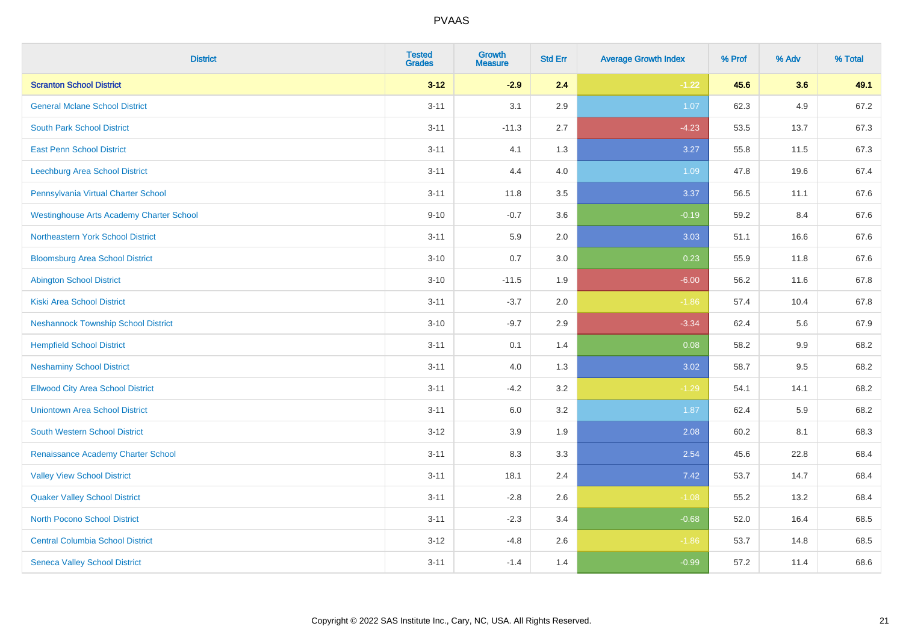PVAAS

| District | Tested Grades | Growth Measure | Std Err | Average Growth Index | % Prof | % Adv | % Total |
|---|---|---|---|---|---|---|---|
| **Scranton School District** | **3-12** | **-2.9** | **2.4** | **-1.22** | **45.6** | **3.6** | **49.1** |
| General Mclane School District | 3-11 | 3.1 | 2.9 | 1.07 | 62.3 | 4.9 | 67.2 |
| South Park School District | 3-11 | -11.3 | 2.7 | -4.23 | 53.5 | 13.7 | 67.3 |
| East Penn School District | 3-11 | 4.1 | 1.3 | 3.27 | 55.8 | 11.5 | 67.3 |
| Leechburg Area School District | 3-11 | 4.4 | 4.0 | 1.09 | 47.8 | 19.6 | 67.4 |
| Pennsylvania Virtual Charter School | 3-11 | 11.8 | 3.5 | 3.37 | 56.5 | 11.1 | 67.6 |
| Westinghouse Arts Academy Charter School | 9-10 | -0.7 | 3.6 | -0.19 | 59.2 | 8.4 | 67.6 |
| Northeastern York School District | 3-11 | 5.9 | 2.0 | 3.03 | 51.1 | 16.6 | 67.6 |
| Bloomsburg Area School District | 3-10 | 0.7 | 3.0 | 0.23 | 55.9 | 11.8 | 67.6 |
| Abington School District | 3-10 | -11.5 | 1.9 | -6.00 | 56.2 | 11.6 | 67.8 |
| Kiski Area School District | 3-11 | -3.7 | 2.0 | -1.86 | 57.4 | 10.4 | 67.8 |
| Neshannock Township School District | 3-10 | -9.7 | 2.9 | -3.34 | 62.4 | 5.6 | 67.9 |
| Hempfield School District | 3-11 | 0.1 | 1.4 | 0.08 | 58.2 | 9.9 | 68.2 |
| Neshaminy School District | 3-11 | 4.0 | 1.3 | 3.02 | 58.7 | 9.5 | 68.2 |
| Ellwood City Area School District | 3-11 | -4.2 | 3.2 | -1.29 | 54.1 | 14.1 | 68.2 |
| Uniontown Area School District | 3-11 | 6.0 | 3.2 | 1.87 | 62.4 | 5.9 | 68.2 |
| South Western School District | 3-12 | 3.9 | 1.9 | 2.08 | 60.2 | 8.1 | 68.3 |
| Renaissance Academy Charter School | 3-11 | 8.3 | 3.3 | 2.54 | 45.6 | 22.8 | 68.4 |
| Valley View School District | 3-11 | 18.1 | 2.4 | 7.42 | 53.7 | 14.7 | 68.4 |
| Quaker Valley School District | 3-11 | -2.8 | 2.6 | -1.08 | 55.2 | 13.2 | 68.4 |
| North Pocono School District | 3-11 | -2.3 | 3.4 | -0.68 | 52.0 | 16.4 | 68.5 |
| Central Columbia School District | 3-12 | -4.8 | 2.6 | -1.86 | 53.7 | 14.8 | 68.5 |
| Seneca Valley School District | 3-11 | -1.4 | 1.4 | -0.99 | 57.2 | 11.4 | 68.6 |

Copyright © 2022 SAS Institute Inc., Cary, NC, USA. All Rights Reserved.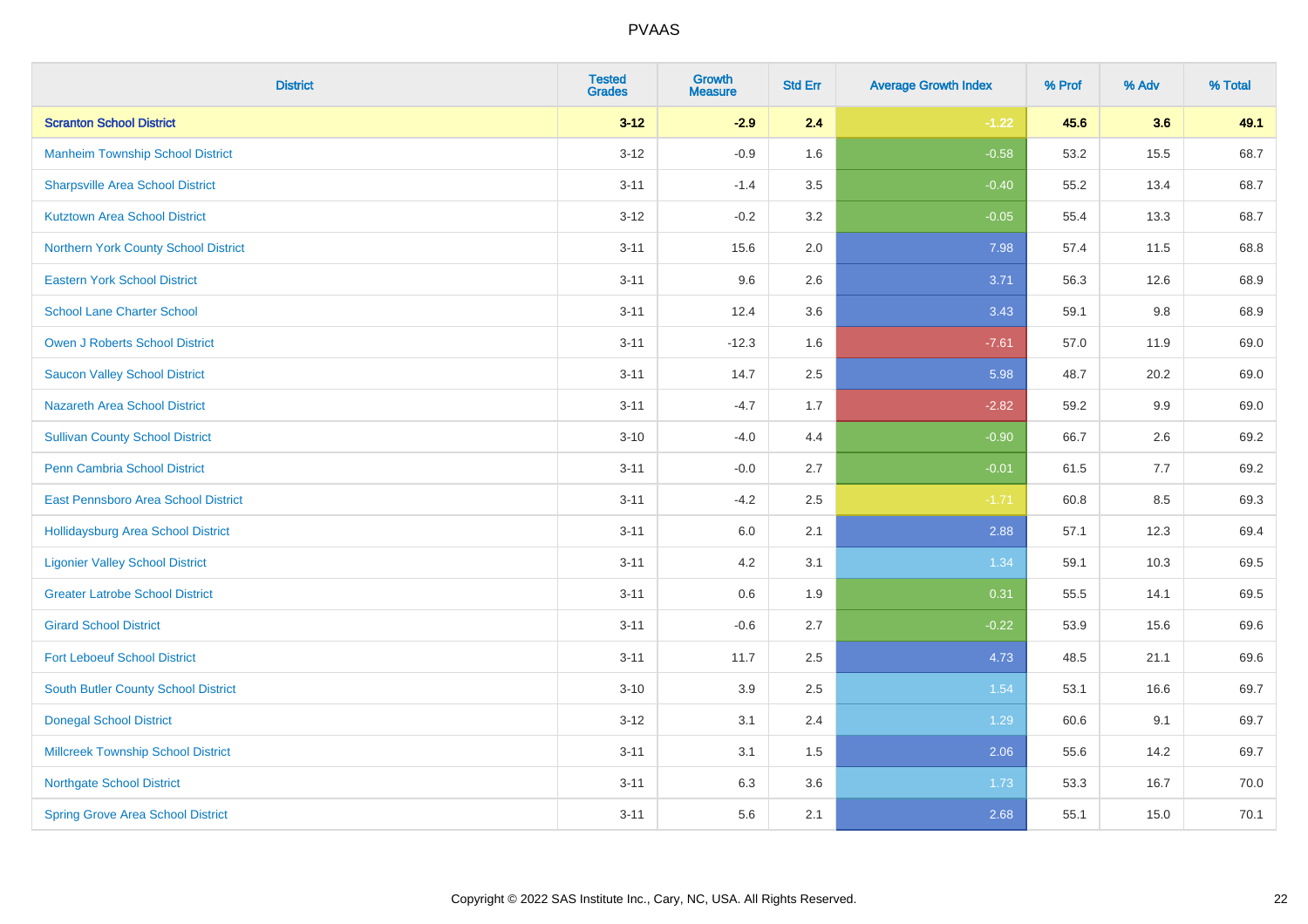# PVAAS

| District | Tested Grades | Growth Measure | Std Err | Average Growth Index | % Prof | % Adv | % Total |
|---|---|---|---|---|---|---|---|
| **Scranton School District** | **3-12** | **-2.9** | **2.4** | **-1.22** | **45.6** | **3.6** | **49.1** |
| Manheim Township School District | 3-12 | -0.9 | 1.6 | -0.58 | 53.2 | 15.5 | 68.7 |
| Sharpsville Area School District | 3-11 | -1.4 | 3.5 | -0.40 | 55.2 | 13.4 | 68.7 |
| Kutztown Area School District | 3-12 | -0.2 | 3.2 | -0.05 | 55.4 | 13.3 | 68.7 |
| Northern York County School District | 3-11 | 15.6 | 2.0 | 7.98 | 57.4 | 11.5 | 68.8 |
| Eastern York School District | 3-11 | 9.6 | 2.6 | 3.71 | 56.3 | 12.6 | 68.9 |
| School Lane Charter School | 3-11 | 12.4 | 3.6 | 3.43 | 59.1 | 9.8 | 68.9 |
| Owen J Roberts School District | 3-11 | -12.3 | 1.6 | -7.61 | 57.0 | 11.9 | 69.0 |
| Saucon Valley School District | 3-11 | 14.7 | 2.5 | 5.98 | 48.7 | 20.2 | 69.0 |
| Nazareth Area School District | 3-11 | -4.7 | 1.7 | -2.82 | 59.2 | 9.9 | 69.0 |
| Sullivan County School District | 3-10 | -4.0 | 4.4 | -0.90 | 66.7 | 2.6 | 69.2 |
| Penn Cambria School District | 3-11 | -0.0 | 2.7 | -0.01 | 61.5 | 7.7 | 69.2 |
| East Pennsboro Area School District | 3-11 | -4.2 | 2.5 | -1.71 | 60.8 | 8.5 | 69.3 |
| Hollidaysburg Area School District | 3-11 | 6.0 | 2.1 | 2.88 | 57.1 | 12.3 | 69.4 |
| Ligonier Valley School District | 3-11 | 4.2 | 3.1 | 1.34 | 59.1 | 10.3 | 69.5 |
| Greater Latrobe School District | 3-11 | 0.6 | 1.9 | 0.31 | 55.5 | 14.1 | 69.5 |
| Girard School District | 3-11 | -0.6 | 2.7 | -0.22 | 53.9 | 15.6 | 69.6 |
| Fort Leboeuf School District | 3-11 | 11.7 | 2.5 | 4.73 | 48.5 | 21.1 | 69.6 |
| South Butler County School District | 3-10 | 3.9 | 2.5 | 1.54 | 53.1 | 16.6 | 69.7 |
| Donegal School District | 3-12 | 3.1 | 2.4 | 1.29 | 60.6 | 9.1 | 69.7 |
| Millcreek Township School District | 3-11 | 3.1 | 1.5 | 2.06 | 55.6 | 14.2 | 69.7 |
| Northgate School District | 3-11 | 6.3 | 3.6 | 1.73 | 53.3 | 16.7 | 70.0 |
| Spring Grove Area School District | 3-11 | 5.6 | 2.1 | 2.68 | 55.1 | 15.0 | 70.1 |

Copyright © 2022 SAS Institute Inc., Cary, NC, USA. All Rights Reserved.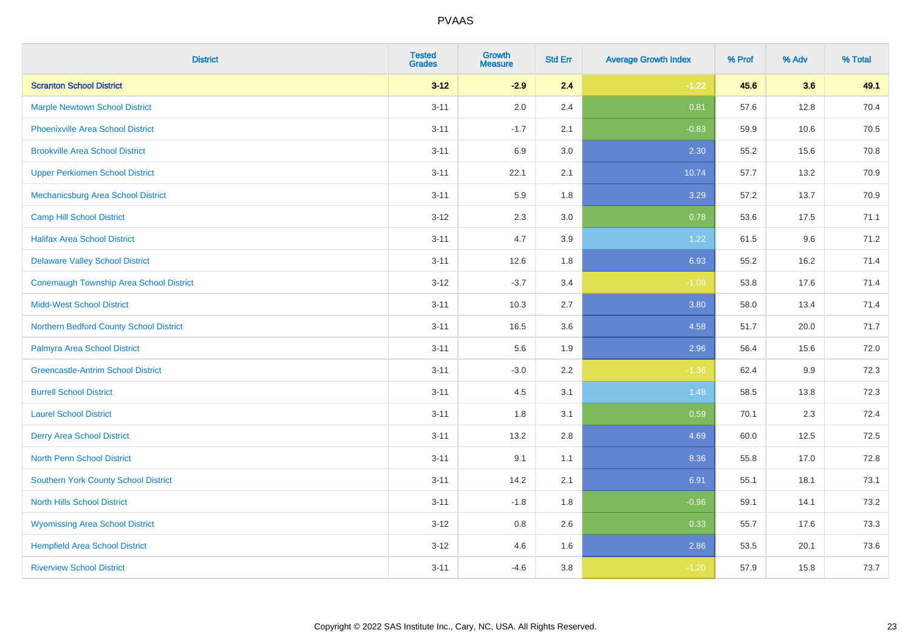# PVAAS

| District | Tested Grades | Growth Measure | Std Err | Average Growth Index | % Prof | % Adv | % Total |
|---|---|---|---|---|---|---|---|
| **Scranton School District** | **3-12** | **-2.9** | **2.4** | **-1.22** | **45.6** | **3.6** | **49.1** |
| Marple Newtown School District | 3-11 | 2.0 | 2.4 | 0.81 | 57.6 | 12.8 | 70.4 |
| Phoenixville Area School District | 3-11 | -1.7 | 2.1 | -0.83 | 59.9 | 10.6 | 70.5 |
| Brookville Area School District | 3-11 | 6.9 | 3.0 | 2.30 | 55.2 | 15.6 | 70.8 |
| Upper Perkiomen School District | 3-11 | 22.1 | 2.1 | 10.74 | 57.7 | 13.2 | 70.9 |
| Mechanicsburg Area School District | 3-11 | 5.9 | 1.8 | 3.29 | 57.2 | 13.7 | 70.9 |
| Camp Hill School District | 3-12 | 2.3 | 3.0 | 0.78 | 53.6 | 17.5 | 71.1 |
| Halifax Area School District | 3-11 | 4.7 | 3.9 | 1.22 | 61.5 | 9.6 | 71.2 |
| Delaware Valley School District | 3-11 | 12.6 | 1.8 | 6.93 | 55.2 | 16.2 | 71.4 |
| Conemaugh Township Area School District | 3-12 | -3.7 | 3.4 | -1.09 | 53.8 | 17.6 | 71.4 |
| Midd-West School District | 3-11 | 10.3 | 2.7 | 3.80 | 58.0 | 13.4 | 71.4 |
| Northern Bedford County School District | 3-11 | 16.5 | 3.6 | 4.58 | 51.7 | 20.0 | 71.7 |
| Palmyra Area School District | 3-11 | 5.6 | 1.9 | 2.96 | 56.4 | 15.6 | 72.0 |
| Greencastle-Antrim School District | 3-11 | -3.0 | 2.2 | -1.36 | 62.4 | 9.9 | 72.3 |
| Burrell School District | 3-11 | 4.5 | 3.1 | 1.48 | 58.5 | 13.8 | 72.3 |
| Laurel School District | 3-11 | 1.8 | 3.1 | 0.59 | 70.1 | 2.3 | 72.4 |
| Derry Area School District | 3-11 | 13.2 | 2.8 | 4.69 | 60.0 | 12.5 | 72.5 |
| North Penn School District | 3-11 | 9.1 | 1.1 | 8.36 | 55.8 | 17.0 | 72.8 |
| Southern York County School District | 3-11 | 14.2 | 2.1 | 6.91 | 55.1 | 18.1 | 73.1 |
| North Hills School District | 3-11 | -1.8 | 1.8 | -0.96 | 59.1 | 14.1 | 73.2 |
| Wyomissing Area School District | 3-12 | 0.8 | 2.6 | 0.33 | 55.7 | 17.6 | 73.3 |
| Hempfield Area School District | 3-12 | 4.6 | 1.6 | 2.86 | 53.5 | 20.1 | 73.6 |
| Riverview School District | 3-11 | -4.6 | 3.8 | -1.20 | 57.9 | 15.8 | 73.7 |

Copyright © 2022 SAS Institute Inc., Cary, NC, USA. All Rights Reserved.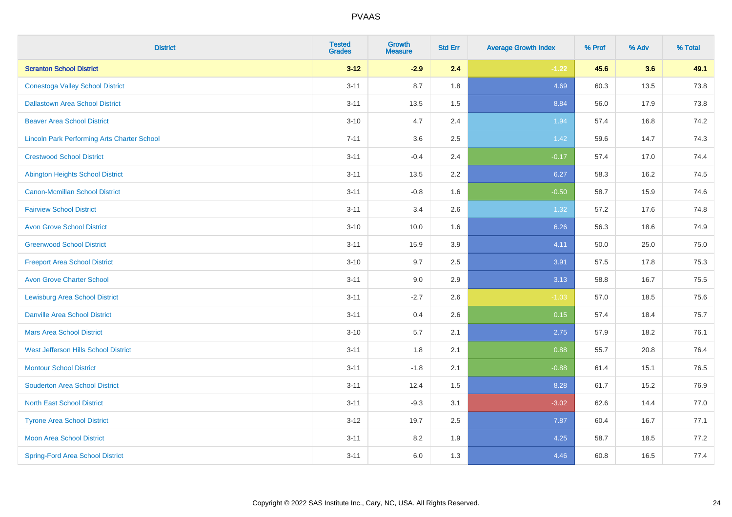| District | Tested Grades | Growth Measure | Std Err | Average Growth Index | % Prof | % Adv | % Total |
|---|---|---|---|---|---|---|---|
| **Scranton School District** | **3-12** | **-2.9** | **2.4** | **-1.22** | **45.6** | **3.6** | **49.1** |
| Conestoga Valley School District | 3-11 | 8.7 | 1.8 | 4.69 | 60.3 | 13.5 | 73.8 |
| Dallastown Area School District | 3-11 | 13.5 | 1.5 | 8.84 | 56.0 | 17.9 | 73.8 |
| Beaver Area School District | 3-10 | 4.7 | 2.4 | 1.94 | 57.4 | 16.8 | 74.2 |
| Lincoln Park Performing Arts Charter School | 7-11 | 3.6 | 2.5 | 1.42 | 59.6 | 14.7 | 74.3 |
| Crestwood School District | 3-11 | -0.4 | 2.4 | -0.17 | 57.4 | 17.0 | 74.4 |
| Abington Heights School District | 3-11 | 13.5 | 2.2 | 6.27 | 58.3 | 16.2 | 74.5 |
| Canon-Mcmillan School District | 3-11 | -0.8 | 1.6 | -0.50 | 58.7 | 15.9 | 74.6 |
| Fairview School District | 3-11 | 3.4 | 2.6 | 1.32 | 57.2 | 17.6 | 74.8 |
| Avon Grove School District | 3-10 | 10.0 | 1.6 | 6.26 | 56.3 | 18.6 | 74.9 |
| Greenwood School District | 3-11 | 15.9 | 3.9 | 4.11 | 50.0 | 25.0 | 75.0 |
| Freeport Area School District | 3-10 | 9.7 | 2.5 | 3.91 | 57.5 | 17.8 | 75.3 |
| Avon Grove Charter School | 3-11 | 9.0 | 2.9 | 3.13 | 58.8 | 16.7 | 75.5 |
| Lewisburg Area School District | 3-11 | -2.7 | 2.6 | -1.03 | 57.0 | 18.5 | 75.6 |
| Danville Area School District | 3-11 | 0.4 | 2.6 | 0.15 | 57.4 | 18.4 | 75.7 |
| Mars Area School District | 3-10 | 5.7 | 2.1 | 2.75 | 57.9 | 18.2 | 76.1 |
| West Jefferson Hills School District | 3-11 | 1.8 | 2.1 | 0.88 | 55.7 | 20.8 | 76.4 |
| Montour School District | 3-11 | -1.8 | 2.1 | -0.88 | 61.4 | 15.1 | 76.5 |
| Souderton Area School District | 3-11 | 12.4 | 1.5 | 8.28 | 61.7 | 15.2 | 76.9 |
| North East School District | 3-11 | -9.3 | 3.1 | -3.02 | 62.6 | 14.4 | 77.0 |
| Tyrone Area School District | 3-12 | 19.7 | 2.5 | 7.87 | 60.4 | 16.7 | 77.1 |
| Moon Area School District | 3-11 | 8.2 | 1.9 | 4.25 | 58.7 | 18.5 | 77.2 |
| Spring-Ford Area School District | 3-11 | 6.0 | 1.3 | 4.46 | 60.8 | 16.5 | 77.4 |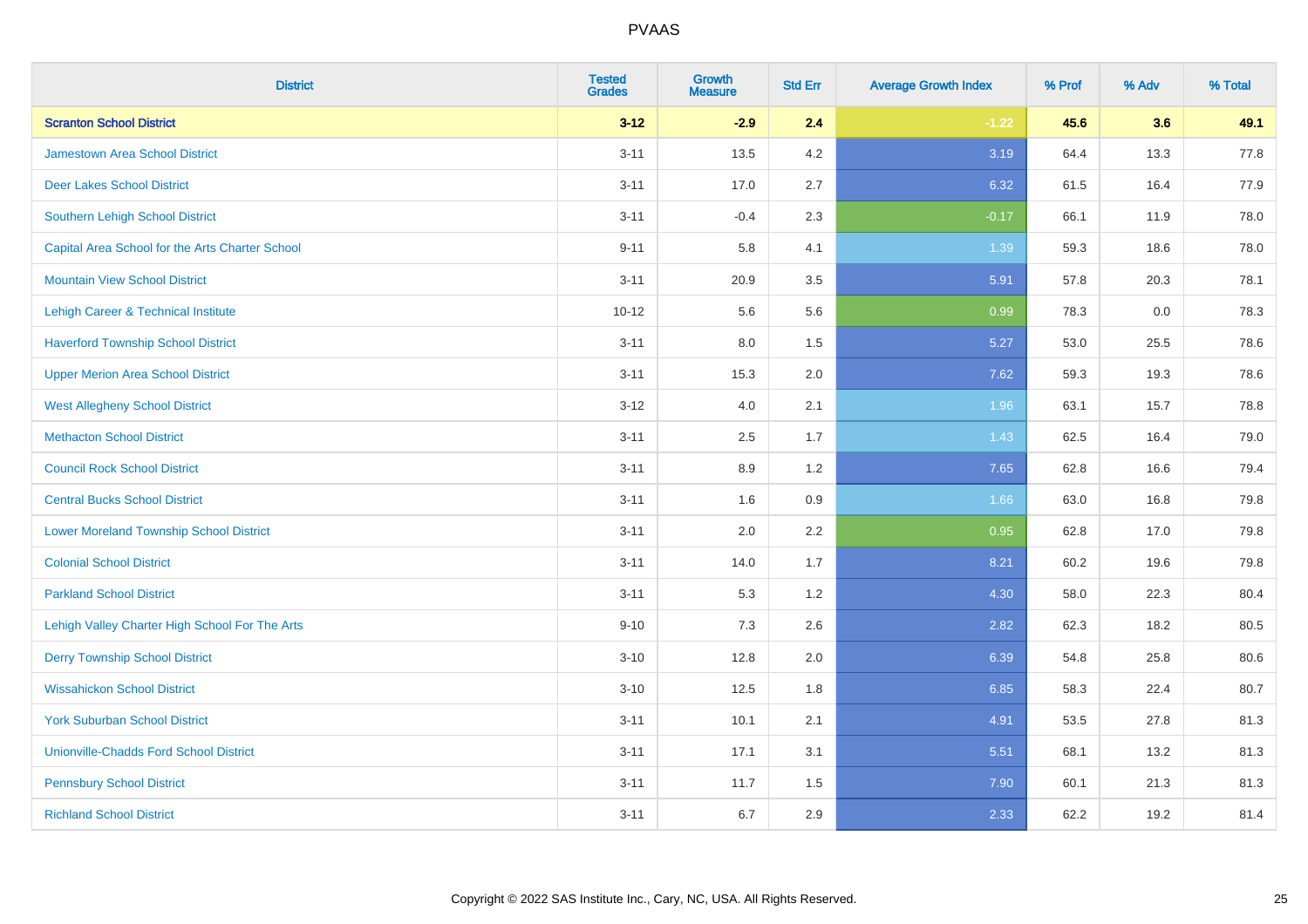| District | Tested Grades | Growth Measure | Std Err | Average Growth Index | % Prof | % Adv | % Total |
|---|---|---|---|---|---|---|---|
| **Scranton School District** | **3-12** | **-2.9** | **2.4** | **-1.22** | **45.6** | **3.6** | **49.1** |
| Jamestown Area School District | 3-11 | 13.5 | 4.2 | 3.19 | 64.4 | 13.3 | 77.8 |
| Deer Lakes School District | 3-11 | 17.0 | 2.7 | 6.32 | 61.5 | 16.4 | 77.9 |
| Southern Lehigh School District | 3-11 | -0.4 | 2.3 | -0.17 | 66.1 | 11.9 | 78.0 |
| Capital Area School for the Arts Charter School | 9-11 | 5.8 | 4.1 | 1.39 | 59.3 | 18.6 | 78.0 |
| Mountain View School District | 3-11 | 20.9 | 3.5 | 5.91 | 57.8 | 20.3 | 78.1 |
| Lehigh Career & Technical Institute | 10-12 | 5.6 | 5.6 | 0.99 | 78.3 | 0.0 | 78.3 |
| Haverford Township School District | 3-11 | 8.0 | 1.5 | 5.27 | 53.0 | 25.5 | 78.6 |
| Upper Merion Area School District | 3-11 | 15.3 | 2.0 | 7.62 | 59.3 | 19.3 | 78.6 |
| West Allegheny School District | 3-12 | 4.0 | 2.1 | 1.96 | 63.1 | 15.7 | 78.8 |
| Methacton School District | 3-11 | 2.5 | 1.7 | 1.43 | 62.5 | 16.4 | 79.0 |
| Council Rock School District | 3-11 | 8.9 | 1.2 | 7.65 | 62.8 | 16.6 | 79.4 |
| Central Bucks School District | 3-11 | 1.6 | 0.9 | 1.66 | 63.0 | 16.8 | 79.8 |
| Lower Moreland Township School District | 3-11 | 2.0 | 2.2 | 0.95 | 62.8 | 17.0 | 79.8 |
| Colonial School District | 3-11 | 14.0 | 1.7 | 8.21 | 60.2 | 19.6 | 79.8 |
| Parkland School District | 3-11 | 5.3 | 1.2 | 4.30 | 58.0 | 22.3 | 80.4 |
| Lehigh Valley Charter High School For The Arts | 9-10 | 7.3 | 2.6 | 2.82 | 62.3 | 18.2 | 80.5 |
| Derry Township School District | 3-10 | 12.8 | 2.0 | 6.39 | 54.8 | 25.8 | 80.6 |
| Wissahickon School District | 3-10 | 12.5 | 1.8 | 6.85 | 58.3 | 22.4 | 80.7 |
| York Suburban School District | 3-11 | 10.1 | 2.1 | 4.91 | 53.5 | 27.8 | 81.3 |
| Unionville-Chadds Ford School District | 3-11 | 17.1 | 3.1 | 5.51 | 68.1 | 13.2 | 81.3 |
| Pennsbury School District | 3-11 | 11.7 | 1.5 | 7.90 | 60.1 | 21.3 | 81.3 |
| Richland School District | 3-11 | 6.7 | 2.9 | 2.33 | 62.2 | 19.2 | 81.4 |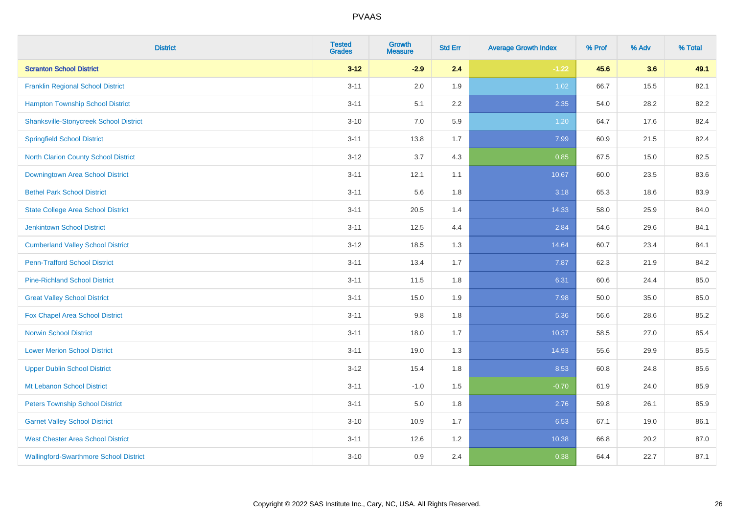# PVAAS

| District | Tested Grades | Growth Measure | Std Err | Average Growth Index | % Prof | % Adv | % Total |
|---|---|---|---|---|---|---|---|
| **Scranton School District** | **3-12** | **-2.9** | **2.4** | **-1.22** | **45.6** | **3.6** | **49.1** |
| Franklin Regional School District | 3-11 | 2.0 | 1.9 | 1.02 | 66.7 | 15.5 | 82.1 |
| Hampton Township School District | 3-11 | 5.1 | 2.2 | 2.35 | 54.0 | 28.2 | 82.2 |
| Shanksville-Stonycreek School District | 3-10 | 7.0 | 5.9 | 1.20 | 64.7 | 17.6 | 82.4 |
| Springfield School District | 3-11 | 13.8 | 1.7 | 7.99 | 60.9 | 21.5 | 82.4 |
| North Clarion County School District | 3-12 | 3.7 | 4.3 | 0.85 | 67.5 | 15.0 | 82.5 |
| Downingtown Area School District | 3-11 | 12.1 | 1.1 | 10.67 | 60.0 | 23.5 | 83.6 |
| Bethel Park School District | 3-11 | 5.6 | 1.8 | 3.18 | 65.3 | 18.6 | 83.9 |
| State College Area School District | 3-11 | 20.5 | 1.4 | 14.33 | 58.0 | 25.9 | 84.0 |
| Jenkintown School District | 3-11 | 12.5 | 4.4 | 2.84 | 54.6 | 29.6 | 84.1 |
| Cumberland Valley School District | 3-12 | 18.5 | 1.3 | 14.64 | 60.7 | 23.4 | 84.1 |
| Penn-Trafford School District | 3-11 | 13.4 | 1.7 | 7.87 | 62.3 | 21.9 | 84.2 |
| Pine-Richland School District | 3-11 | 11.5 | 1.8 | 6.31 | 60.6 | 24.4 | 85.0 |
| Great Valley School District | 3-11 | 15.0 | 1.9 | 7.98 | 50.0 | 35.0 | 85.0 |
| Fox Chapel Area School District | 3-11 | 9.8 | 1.8 | 5.36 | 56.6 | 28.6 | 85.2 |
| Norwin School District | 3-11 | 18.0 | 1.7 | 10.37 | 58.5 | 27.0 | 85.4 |
| Lower Merion School District | 3-11 | 19.0 | 1.3 | 14.93 | 55.6 | 29.9 | 85.5 |
| Upper Dublin School District | 3-12 | 15.4 | 1.8 | 8.53 | 60.8 | 24.8 | 85.6 |
| Mt Lebanon School District | 3-11 | -1.0 | 1.5 | -0.70 | 61.9 | 24.0 | 85.9 |
| Peters Township School District | 3-11 | 5.0 | 1.8 | 2.76 | 59.8 | 26.1 | 85.9 |
| Garnet Valley School District | 3-10 | 10.9 | 1.7 | 6.53 | 67.1 | 19.0 | 86.1 |
| West Chester Area School District | 3-11 | 12.6 | 1.2 | 10.38 | 66.8 | 20.2 | 87.0 |
| Wallingford-Swarthmore School District | 3-10 | 0.9 | 2.4 | 0.38 | 64.4 | 22.7 | 87.1 |

Copyright © 2022 SAS Institute Inc., Cary, NC, USA. All Rights Reserved.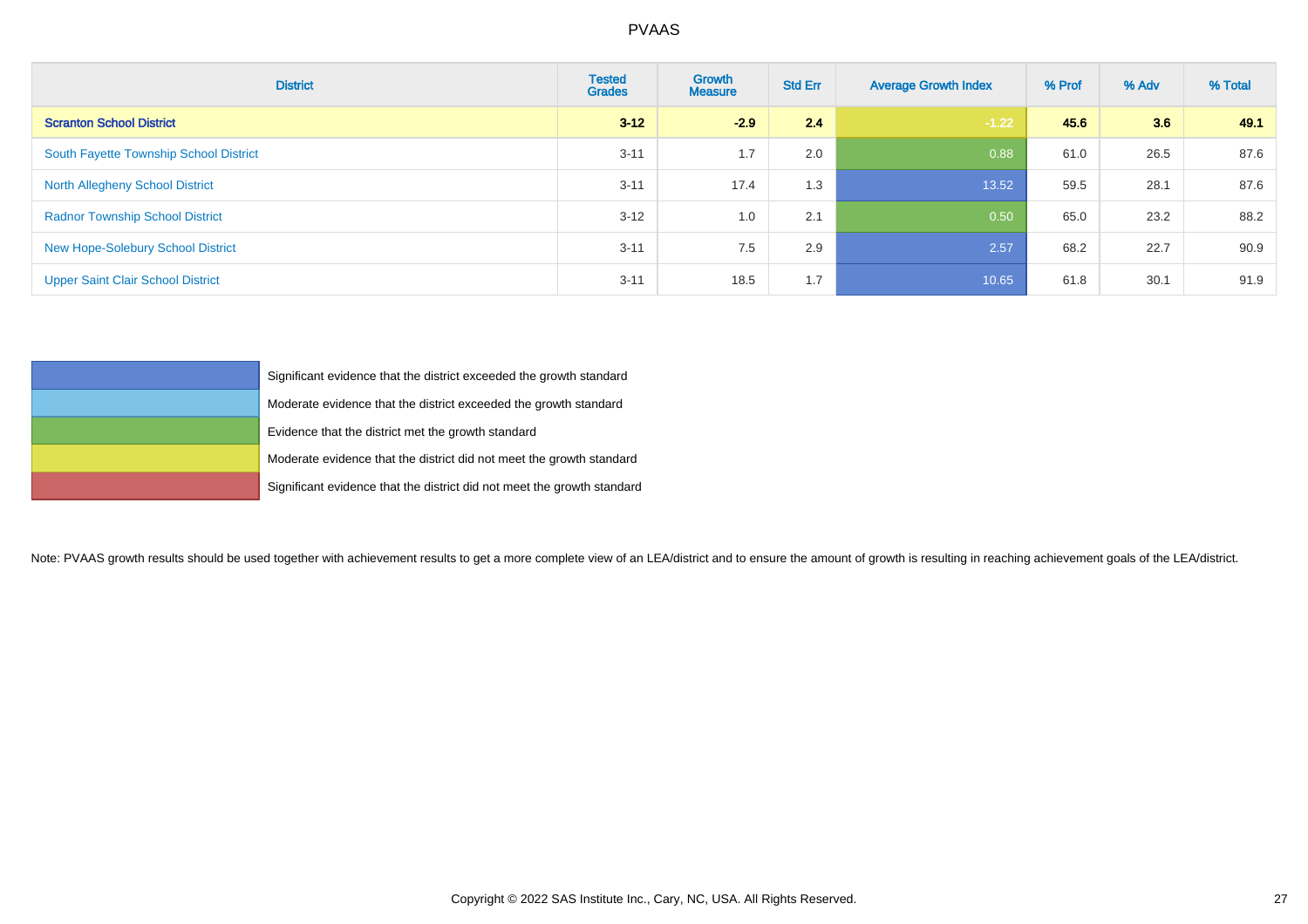PVAAS

| District | Tested Grades | Growth Measure | Std Err | Average Growth Index | % Prof | % Adv | % Total |
| --- | --- | --- | --- | --- | --- | --- | --- |
| **Scranton School District** | **3-12** | **-2.9** | **2.4** | **-1.22** | **45.6** | **3.6** | **49.1** |
| South Fayette Township School District | 3-11 | 1.7 | 2.0 | 0.88 | 61.0 | 26.5 | 87.6 |
| North Allegheny School District | 3-11 | 17.4 | 1.3 | 13.52 | 59.5 | 28.1 | 87.6 |
| Radnor Township School District | 3-12 | 1.0 | 2.1 | 0.50 | 65.0 | 23.2 | 88.2 |
| New Hope-Solebury School District | 3-11 | 7.5 | 2.9 | 2.57 | 68.2 | 22.7 | 90.9 |
| Upper Saint Clair School District | 3-11 | 18.5 | 1.7 | 10.65 | 61.8 | 30.1 | 91.9 |

Significant evidence that the district exceeded the growth standard

Moderate evidence that the district exceeded the growth standard

Evidence that the district met the growth standard

Moderate evidence that the district did not meet the growth standard

Significant evidence that the district did not meet the growth standard

Note: PVAAS growth results should be used together with achievement results to get a more complete view of an LEA/district and to ensure the amount of growth is resulting in reaching achievement goals of the LEA/district.

Copyright © 2022 SAS Institute Inc., Cary, NC, USA. All Rights Reserved.